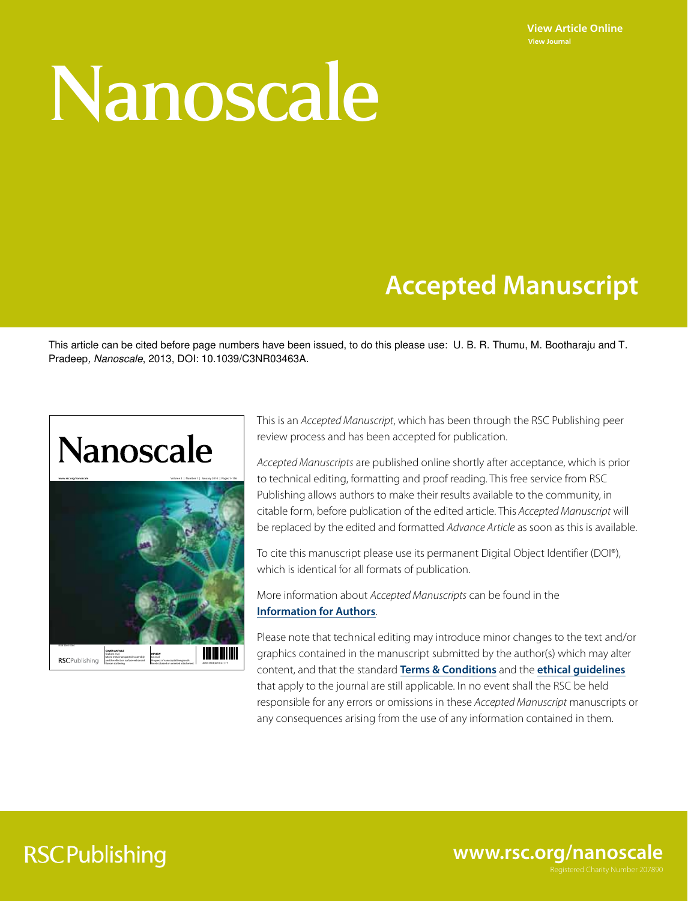View Article Online
View Journal

# Nanoscale

## Accepted Manuscript

This article can be cited before page numbers have been issued, to do this please use: U. B. R. Thumu, M. Bootharaju and T. Pradeep, *Nanoscale*, 2013, DOI: 10.1039/C3NR03463A.

This is an *Accepted Manuscript*, which has been through the RSC Publishing peer review process and has been accepted for publication.

*Accepted Manuscripts* are published online shortly after acceptance, which is prior to technical editing, formatting and proof reading. This free service from RSC Publishing allows authors to make their results available to the community, in citable form, before publication of the edited article. This *Accepted Manuscript* will be replaced by the edited and formatted *Advance Article* as soon as this is available.

To cite this manuscript please use its permanent Digital Object Identifier (DOI®), which is identical for all formats of publication.

More information about *Accepted Manuscripts* can be found in the **Information for Authors**.

Please note that technical editing may introduce minor changes to the text and/or graphics contained in the manuscript submitted by the author(s) which may alter content, and that the standard **Terms & Conditions** and the **ethical guidelines** that apply to the journal are still applicable. In no event shall the RSC be held responsible for any errors or omissions in these *Accepted Manuscript* manuscripts or any consequences arising from the use of any information contained in them.

RSCPublishing

www.rsc.org/nanoscale

Registered Charity Number 207890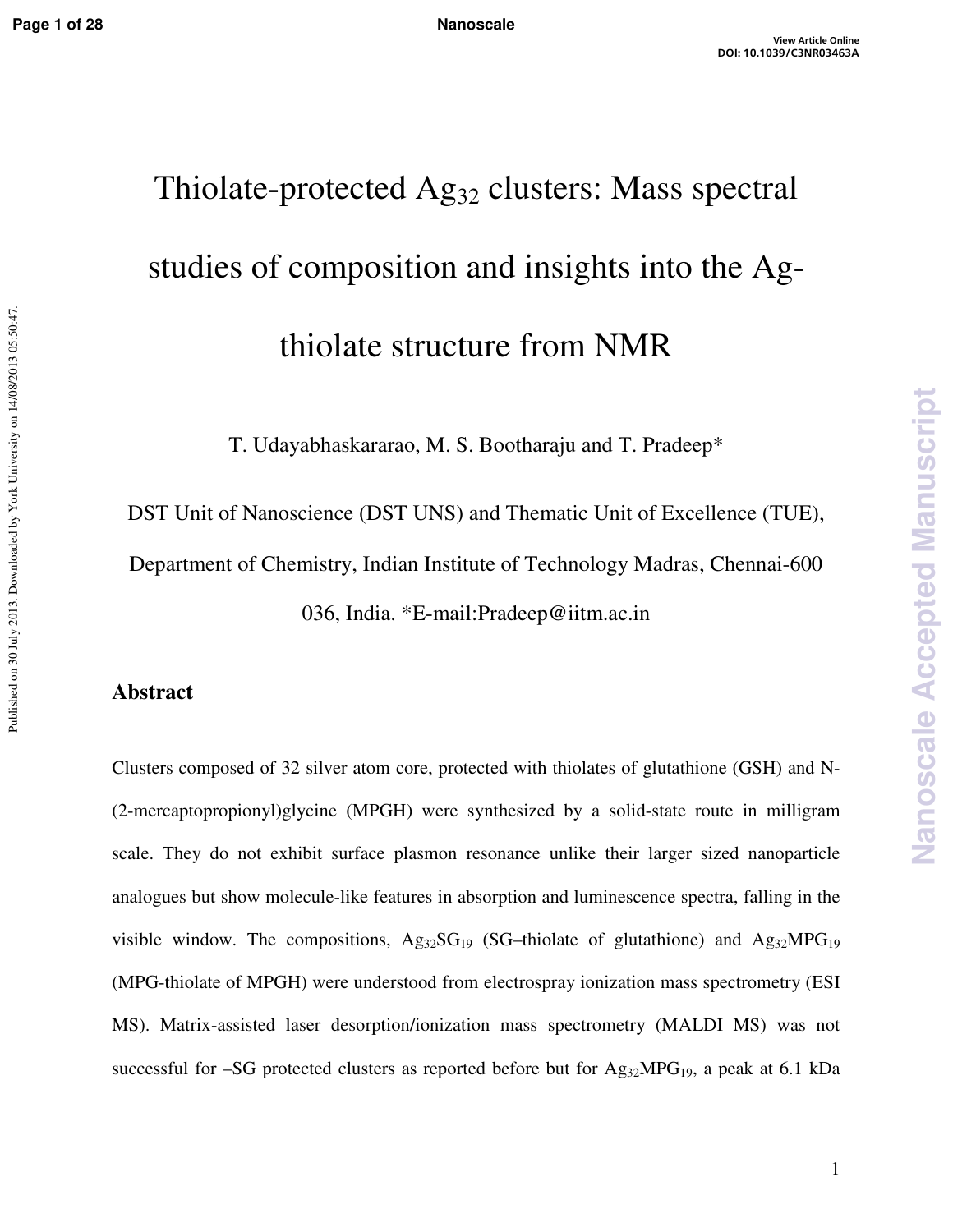// Omit header "Page 1 of 28", "Nanoscale", DOI, side text "Published on...", "Nanoscale Accepted Manuscript"

# Thiolate-protected $Ag_{32}$ clusters: Mass spectral studies of composition and insights into the Ag-thiolate structure from NMR

T. Udayabhaskararao, M. S. Bootharaju and T. Pradeep*

DST Unit of Nanoscience (DST UNS) and Thematic Unit of Excellence (TUE), Department of Chemistry, Indian Institute of Technology Madras, Chennai-600 036, India. *E-mail:Pradeep@iitm.ac.in

## Abstract

Clusters composed of 32 silver atom core, protected with thiolates of glutathione (GSH) and N-(2-mercaptopropionyl)glycine (MPGH) were synthesized by a solid-state route in milligram scale. They do not exhibit surface plasmon resonance unlike their larger sized nanoparticle analogues but show molecule-like features in absorption and luminescence spectra, falling in the visible window. The compositions, $Ag_{32}SG_{19}$ (SG–thiolate of glutathione) and $Ag_{32}MPG_{19}$ (MPG-thiolate of MPGH) were understood from electrospray ionization mass spectrometry (ESI MS). Matrix-assisted laser desorption/ionization mass spectrometry (MALDI MS) was not successful for –SG protected clusters as reported before but for $Ag_{32}MPG_{19}$, a peak at 6.1 kDa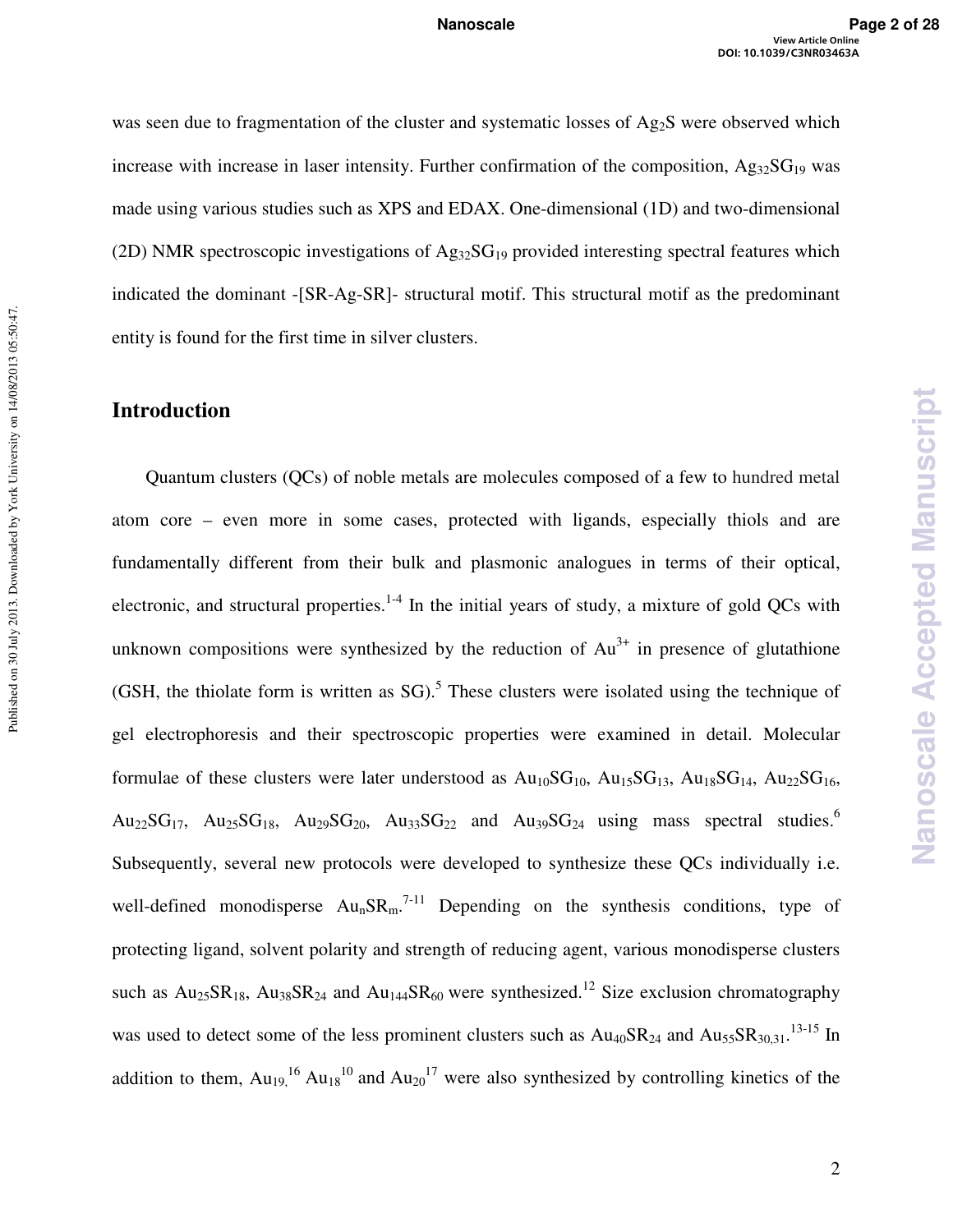was seen due to fragmentation of the cluster and systematic losses of $Ag_2S$ were observed which increase with increase in laser intensity. Further confirmation of the composition, $Ag_{32}SG_{19}$ was made using various studies such as XPS and EDAX. One-dimensional (1D) and two-dimensional (2D) NMR spectroscopic investigations of $Ag_{32}SG_{19}$ provided interesting spectral features which indicated the dominant -[SR-Ag-SR]- structural motif. This structural motif as the predominant entity is found for the first time in silver clusters.

## Introduction

Quantum clusters (QCs) of noble metals are molecules composed of a few to hundred metal atom core – even more in some cases, protected with ligands, especially thiols and are fundamentally different from their bulk and plasmonic analogues in terms of their optical, electronic, and structural properties.[1-4] In the initial years of study, a mixture of gold QCs with unknown compositions were synthesized by the reduction of $Au^{3+}$ in presence of glutathione (GSH, the thiolate form is written as SG).[5] These clusters were isolated using the technique of gel electrophoresis and their spectroscopic properties were examined in detail. Molecular formulae of these clusters were later understood as $Au_{10}SG_{10}$, $Au_{15}SG_{13}$, $Au_{18}SG_{14}$, $Au_{22}SG_{16}$, $Au_{22}SG_{17}$, $Au_{25}SG_{18}$, $Au_{29}SG_{20}$, $Au_{33}SG_{22}$ and $Au_{39}SG_{24}$ using mass spectral studies.[6] Subsequently, several new protocols were developed to synthesize these QCs individually i.e. well-defined monodisperse $Au_nSR_m$.[7-11] Depending on the synthesis conditions, type of protecting ligand, solvent polarity and strength of reducing agent, various monodisperse clusters such as $Au_{25}SR_{18}$, $Au_{38}SR_{24}$ and $Au_{144}SR_{60}$ were synthesized.[12] Size exclusion chromatography was used to detect some of the less prominent clusters such as $Au_{40}SR_{24}$ and $Au_{55}SR_{30,31}$.[13-15] In addition to them, $Au_{19}$,[16] $Au_{18}$[10] and $Au_{20}$[17] were also synthesized by controlling kinetics of the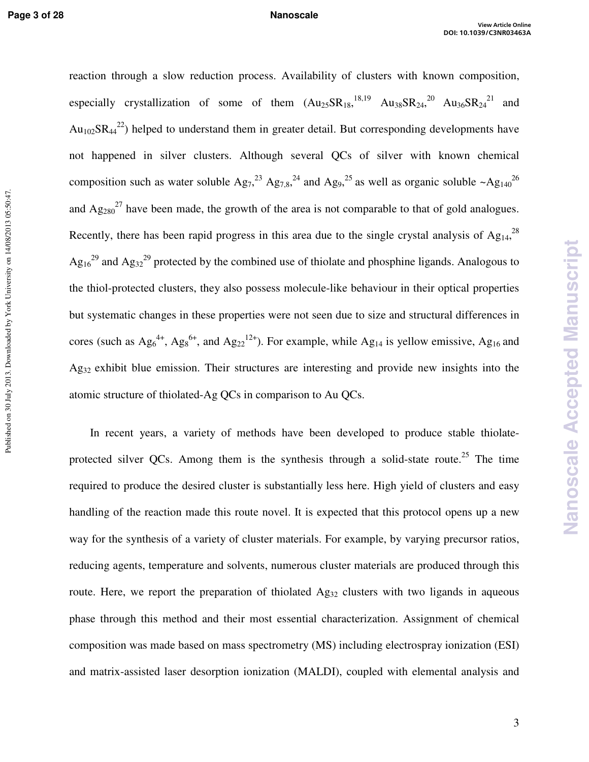reaction through a slow reduction process. Availability of clusters with known composition, especially crystallization of some of them ($Au_{25}SR_{18}$,[18,19] $Au_{38}SR_{24}$,[20] $Au_{36}SR_{24}$[21] and $Au_{102}SR_{44}$[22]) helped to understand them in greater detail. But corresponding developments have not happened in silver clusters. Although several QCs of silver with known chemical composition such as water soluble $Ag_7$,[23] $Ag_{7,8}$,[24] and $Ag_9$,[25] as well as organic soluble ~$Ag_{140}$[26] and $Ag_{280}$[27] have been made, the growth of the area is not comparable to that of gold analogues. Recently, there has been rapid progress in this area due to the single crystal analysis of $Ag_{14}$,[28] $Ag_{16}$[29] and $Ag_{32}$[29] protected by the combined use of thiolate and phosphine ligands. Analogous to the thiol-protected clusters, they also possess molecule-like behaviour in their optical properties but systematic changes in these properties were not seen due to size and structural differences in cores (such as $Ag_6^{4+}$, $Ag_8^{6+}$, and $Ag_{22}^{12+}$). For example, while $Ag_{14}$ is yellow emissive, $Ag_{16}$ and $Ag_{32}$ exhibit blue emission. Their structures are interesting and provide new insights into the atomic structure of thiolated-Ag QCs in comparison to Au QCs.

In recent years, a variety of methods have been developed to produce stable thiolate-protected silver QCs. Among them is the synthesis through a solid-state route.[25] The time required to produce the desired cluster is substantially less here. High yield of clusters and easy handling of the reaction made this route novel. It is expected that this protocol opens up a new way for the synthesis of a variety of cluster materials. For example, by varying precursor ratios, reducing agents, temperature and solvents, numerous cluster materials are produced through this route. Here, we report the preparation of thiolated $Ag_{32}$ clusters with two ligands in aqueous phase through this method and their most essential characterization. Assignment of chemical composition was made based on mass spectrometry (MS) including electrospray ionization (ESI) and matrix-assisted laser desorption ionization (MALDI), coupled with elemental analysis and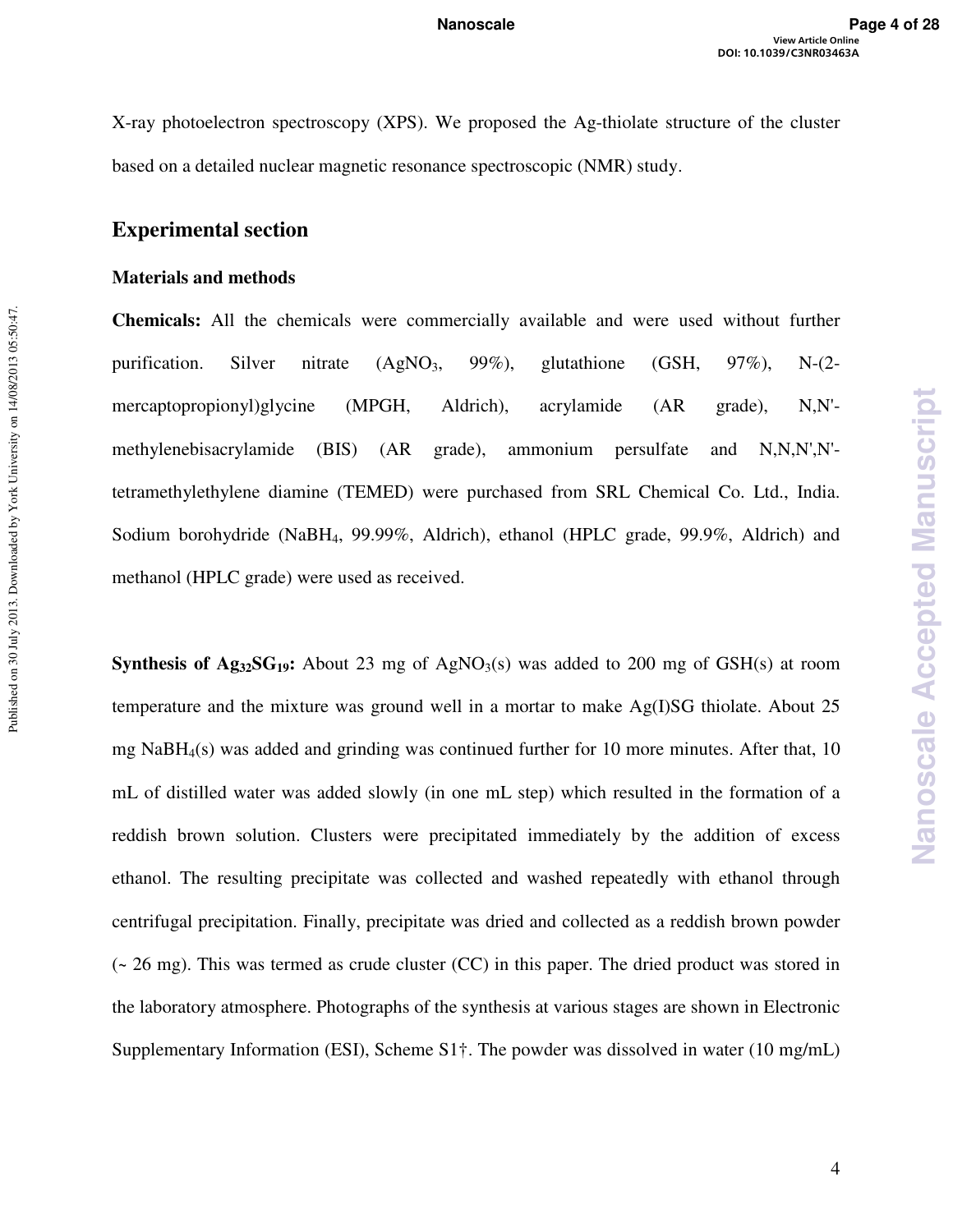X-ray photoelectron spectroscopy (XPS). We proposed the Ag-thiolate structure of the cluster based on a detailed nuclear magnetic resonance spectroscopic (NMR) study.

## Experimental section

### Materials and methods

**Chemicals:** All the chemicals were commercially available and were used without further purification. Silver nitrate ($AgNO_3$, 99%), glutathione (GSH, 97%), N-(2-mercaptopropionyl)glycine (MPGH, Aldrich), acrylamide (AR grade), N,N'-methylenebisacrylamide (BIS) (AR grade), ammonium persulfate and N,N,N',N'-tetramethylethylene diamine (TEMED) were purchased from SRL Chemical Co. Ltd., India. Sodium borohydride ($NaBH_4$, 99.99%, Aldrich), ethanol (HPLC grade, 99.9%, Aldrich) and methanol (HPLC grade) were used as received.

**Synthesis of $Ag_{32}SG_{19}$:** About 23 mg of $AgNO_3$(s) was added to 200 mg of GSH(s) at room temperature and the mixture was ground well in a mortar to make Ag(I)SG thiolate. About 25 mg $NaBH_4$(s) was added and grinding was continued further for 10 more minutes. After that, 10 mL of distilled water was added slowly (in one mL step) which resulted in the formation of a reddish brown solution. Clusters were precipitated immediately by the addition of excess ethanol. The resulting precipitate was collected and washed repeatedly with ethanol through centrifugal precipitation. Finally, precipitate was dried and collected as a reddish brown powder (~ 26 mg). This was termed as crude cluster (CC) in this paper. The dried product was stored in the laboratory atmosphere. Photographs of the synthesis at various stages are shown in Electronic Supplementary Information (ESI), Scheme S1†. The powder was dissolved in water (10 mg/mL)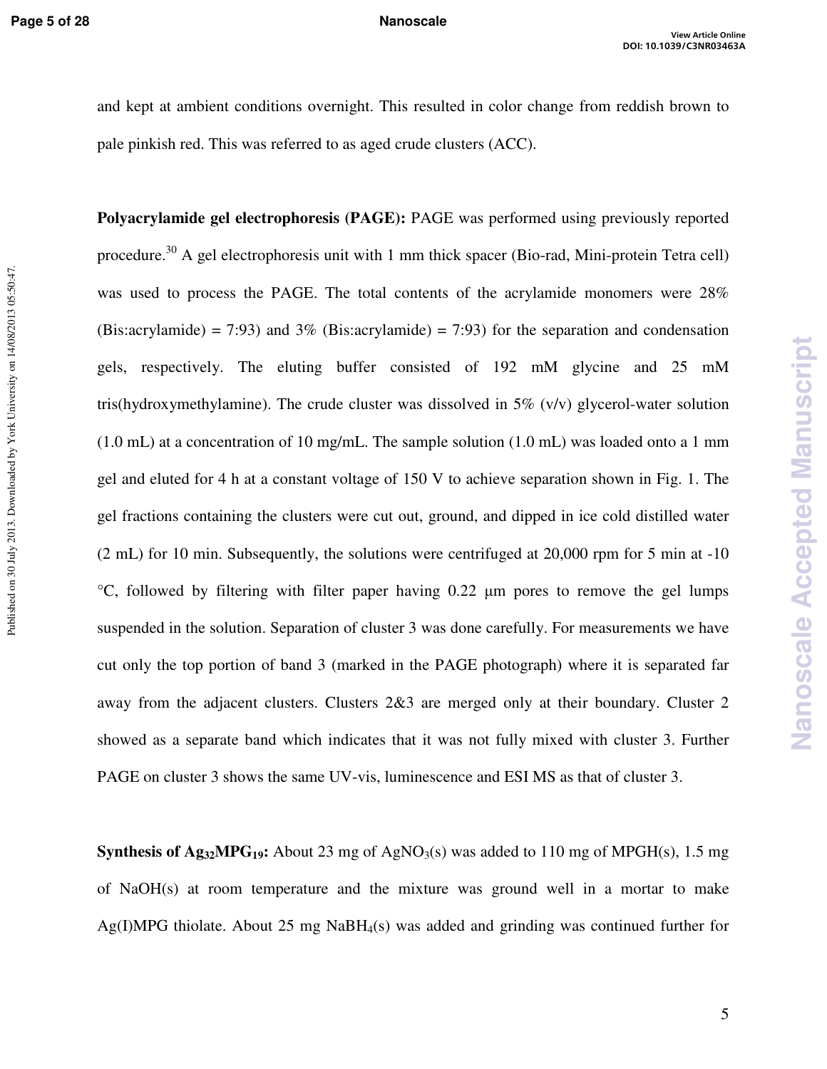and kept at ambient conditions overnight. This resulted in color change from reddish brown to pale pinkish red. This was referred to as aged crude clusters (ACC).

**Polyacrylamide gel electrophoresis (PAGE):** PAGE was performed using previously reported procedure.[30] A gel electrophoresis unit with 1 mm thick spacer (Bio-rad, Mini-protein Tetra cell) was used to process the PAGE. The total contents of the acrylamide monomers were 28% (Bis:acrylamide) = 7:93) and 3% (Bis:acrylamide) = 7:93) for the separation and condensation gels, respectively. The eluting buffer consisted of 192 mM glycine and 25 mM tris(hydroxymethylamine). The crude cluster was dissolved in 5% (v/v) glycerol-water solution (1.0 mL) at a concentration of 10 mg/mL. The sample solution (1.0 mL) was loaded onto a 1 mm gel and eluted for 4 h at a constant voltage of 150 V to achieve separation shown in Fig. 1. The gel fractions containing the clusters were cut out, ground, and dipped in ice cold distilled water (2 mL) for 10 min. Subsequently, the solutions were centrifuged at 20,000 rpm for 5 min at -10 °C, followed by filtering with filter paper having 0.22 μm pores to remove the gel lumps suspended in the solution. Separation of cluster 3 was done carefully. For measurements we have cut only the top portion of band 3 (marked in the PAGE photograph) where it is separated far away from the adjacent clusters. Clusters 2&3 are merged only at their boundary. Cluster 2 showed as a separate band which indicates that it was not fully mixed with cluster 3. Further PAGE on cluster 3 shows the same UV-vis, luminescence and ESI MS as that of cluster 3.

**Synthesis of $Ag_{32}MPG_{19}$:** About 23 mg of $AgNO_3$(s) was added to 110 mg of MPGH(s), 1.5 mg of NaOH(s) at room temperature and the mixture was ground well in a mortar to make Ag(I)MPG thiolate. About 25 mg $NaBH_4$(s) was added and grinding was continued further for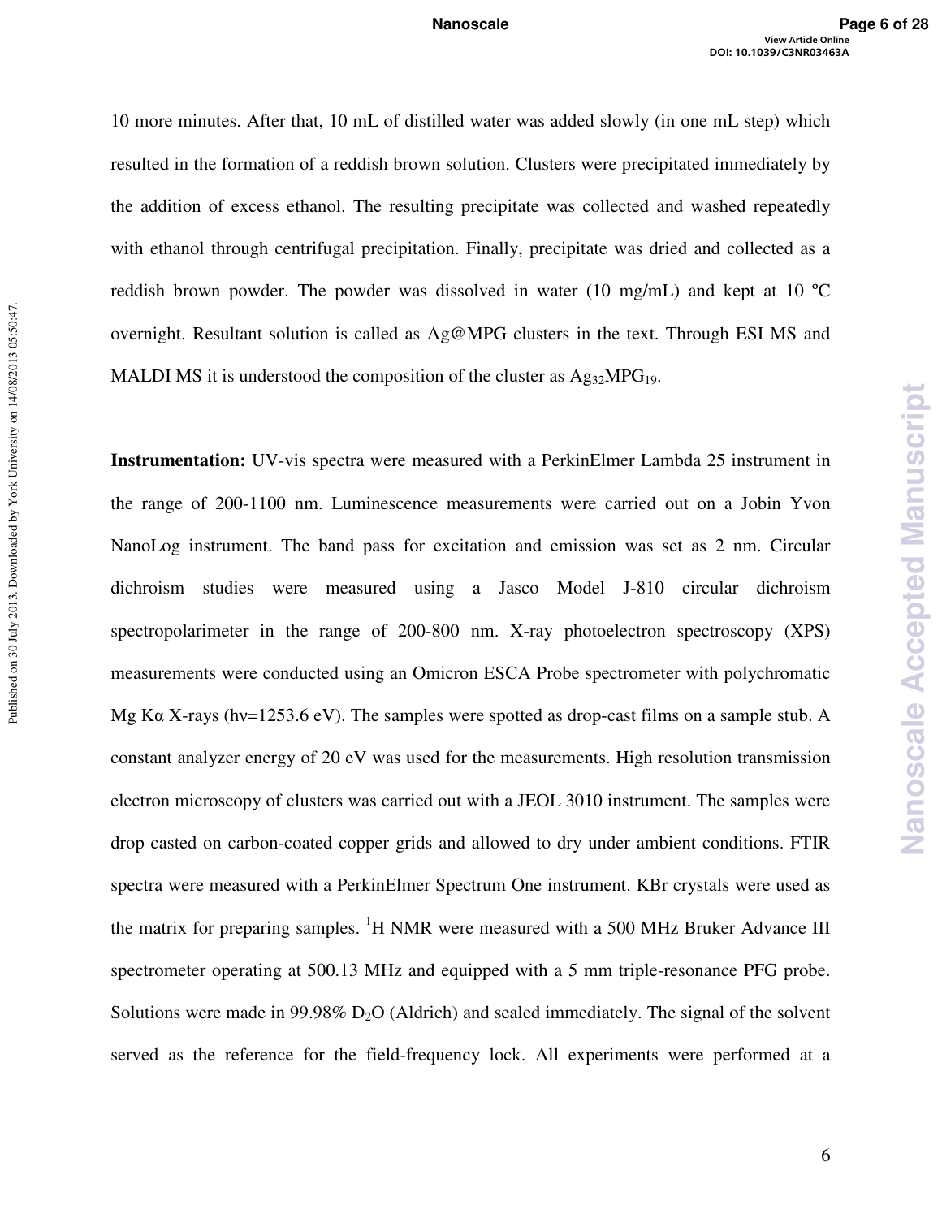10 more minutes. After that, 10 mL of distilled water was added slowly (in one mL step) which resulted in the formation of a reddish brown solution. Clusters were precipitated immediately by the addition of excess ethanol. The resulting precipitate was collected and washed repeatedly with ethanol through centrifugal precipitation. Finally, precipitate was dried and collected as a reddish brown powder. The powder was dissolved in water (10 mg/mL) and kept at 10 ºC overnight. Resultant solution is called as Ag@MPG clusters in the text. Through ESI MS and MALDI MS it is understood the composition of the cluster as $Ag_{32}MPG_{19}$.

**Instrumentation:** UV-vis spectra were measured with a PerkinElmer Lambda 25 instrument in the range of 200-1100 nm. Luminescence measurements were carried out on a Jobin Yvon NanoLog instrument. The band pass for excitation and emission was set as 2 nm. Circular dichroism studies were measured using a Jasco Model J-810 circular dichroism spectropolarimeter in the range of 200-800 nm. X-ray photoelectron spectroscopy (XPS) measurements were conducted using an Omicron ESCA Probe spectrometer with polychromatic Mg Kα X-rays (hν=1253.6 eV). The samples were spotted as drop-cast films on a sample stub. A constant analyzer energy of 20 eV was used for the measurements. High resolution transmission electron microscopy of clusters was carried out with a JEOL 3010 instrument. The samples were drop casted on carbon-coated copper grids and allowed to dry under ambient conditions. FTIR spectra were measured with a PerkinElmer Spectrum One instrument. KBr crystals were used as the matrix for preparing samples. $^{1}H$ NMR were measured with a 500 MHz Bruker Advance III spectrometer operating at 500.13 MHz and equipped with a 5 mm triple-resonance PFG probe. Solutions were made in 99.98% $D_2O$ (Aldrich) and sealed immediately. The signal of the solvent served as the reference for the field-frequency lock. All experiments were performed at a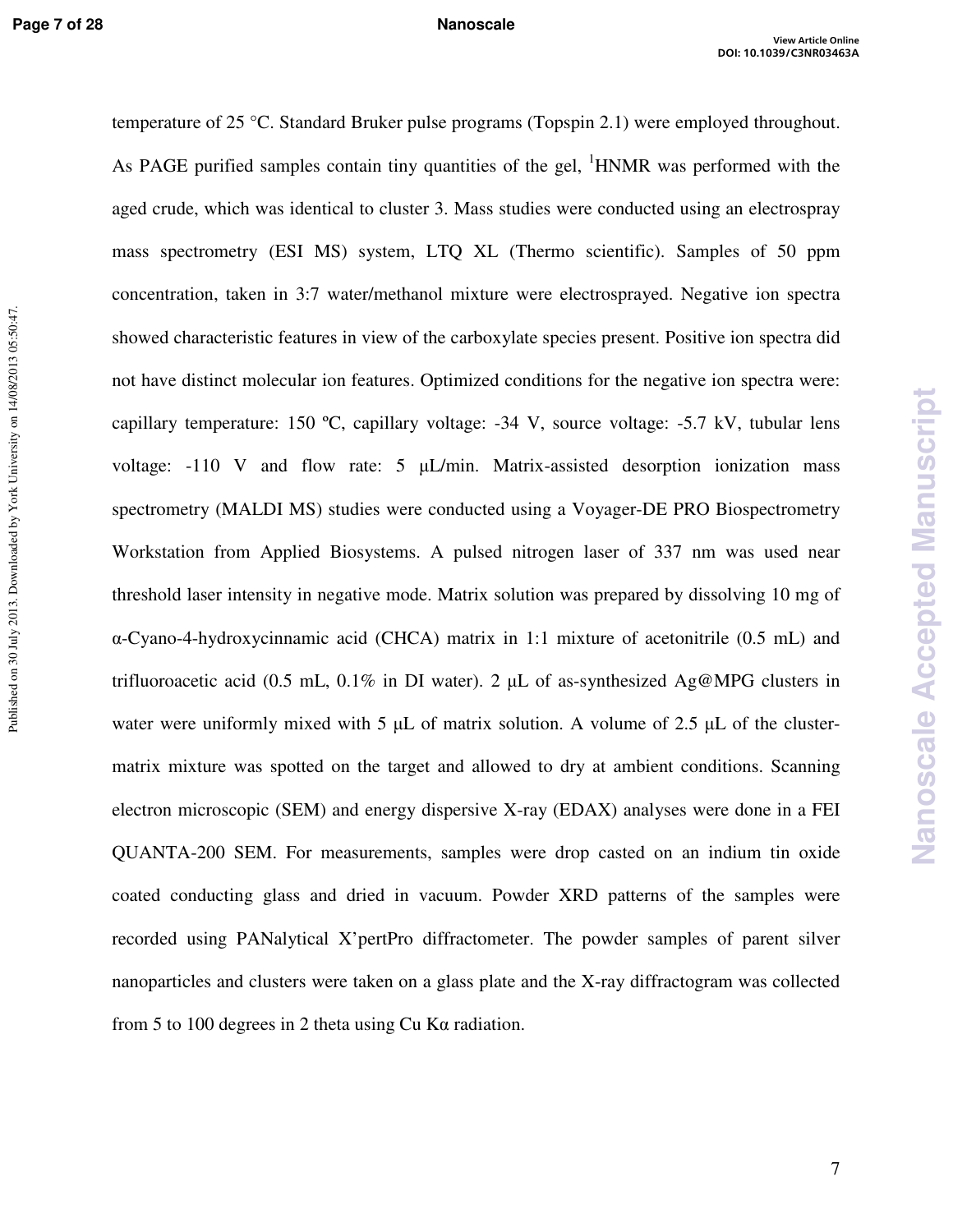temperature of 25 °C. Standard Bruker pulse programs (Topspin 2.1) were employed throughout. As PAGE purified samples contain tiny quantities of the gel, $^{1}$HNMR was performed with the aged crude, which was identical to cluster 3. Mass studies were conducted using an electrospray mass spectrometry (ESI MS) system, LTQ XL (Thermo scientific). Samples of 50 ppm concentration, taken in 3:7 water/methanol mixture were electrosprayed. Negative ion spectra showed characteristic features in view of the carboxylate species present. Positive ion spectra did not have distinct molecular ion features. Optimized conditions for the negative ion spectra were: capillary temperature: 150 ºC, capillary voltage: -34 V, source voltage: -5.7 kV, tubular lens voltage: -110 V and flow rate: 5 μL/min. Matrix-assisted desorption ionization mass spectrometry (MALDI MS) studies were conducted using a Voyager-DE PRO Biospectrometry Workstation from Applied Biosystems. A pulsed nitrogen laser of 337 nm was used near threshold laser intensity in negative mode. Matrix solution was prepared by dissolving 10 mg of α-Cyano-4-hydroxycinnamic acid (CHCA) matrix in 1:1 mixture of acetonitrile (0.5 mL) and trifluoroacetic acid (0.5 mL, 0.1% in DI water). 2 μL of as-synthesized Ag@MPG clusters in water were uniformly mixed with 5 μL of matrix solution. A volume of 2.5 μL of the cluster-matrix mixture was spotted on the target and allowed to dry at ambient conditions. Scanning electron microscopic (SEM) and energy dispersive X-ray (EDAX) analyses were done in a FEI QUANTA-200 SEM. For measurements, samples were drop casted on an indium tin oxide coated conducting glass and dried in vacuum. Powder XRD patterns of the samples were recorded using PANalytical X'pertPro diffractometer. The powder samples of parent silver nanoparticles and clusters were taken on a glass plate and the X-ray diffractogram was collected from 5 to 100 degrees in 2 theta using Cu Kα radiation.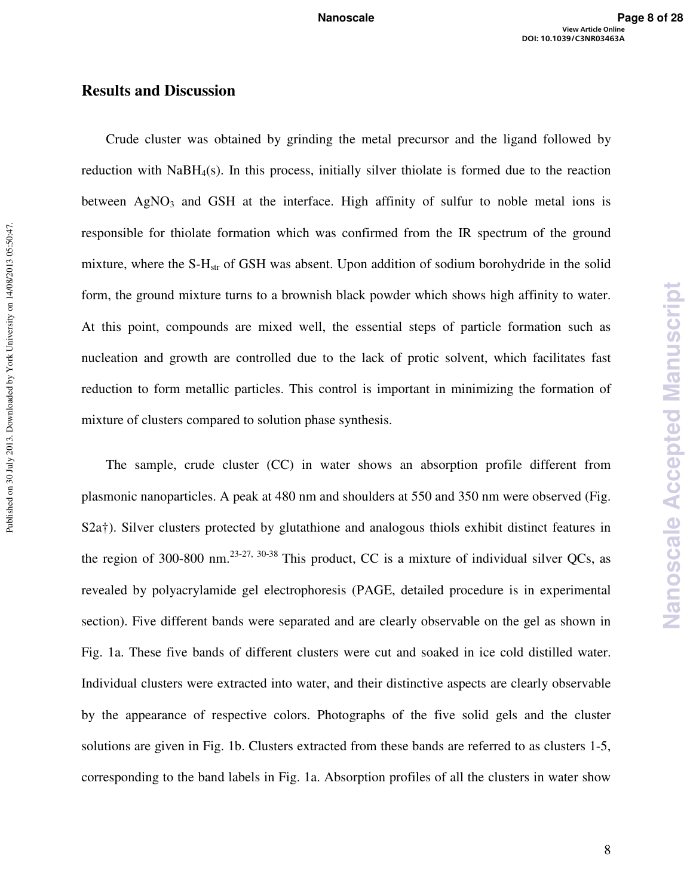## Results and Discussion

Crude cluster was obtained by grinding the metal precursor and the ligand followed by reduction with $NaBH_4$(s). In this process, initially silver thiolate is formed due to the reaction between $AgNO_3$ and GSH at the interface. High affinity of sulfur to noble metal ions is responsible for thiolate formation which was confirmed from the IR spectrum of the ground mixture, where the $S\text{-}H_{str}$ of GSH was absent. Upon addition of sodium borohydride in the solid form, the ground mixture turns to a brownish black powder which shows high affinity to water. At this point, compounds are mixed well, the essential steps of particle formation such as nucleation and growth are controlled due to the lack of protic solvent, which facilitates fast reduction to form metallic particles. This control is important in minimizing the formation of mixture of clusters compared to solution phase synthesis.

The sample, crude cluster (CC) in water shows an absorption profile different from plasmonic nanoparticles. A peak at 480 nm and shoulders at 550 and 350 nm were observed (Fig. S2a†). Silver clusters protected by glutathione and analogous thiols exhibit distinct features in the region of 300-800 nm.[23-27, 30-38] This product, CC is a mixture of individual silver QCs, as revealed by polyacrylamide gel electrophoresis (PAGE, detailed procedure is in experimental section). Five different bands were separated and are clearly observable on the gel as shown in Fig. 1a. These five bands of different clusters were cut and soaked in ice cold distilled water. Individual clusters were extracted into water, and their distinctive aspects are clearly observable by the appearance of respective colors. Photographs of the five solid gels and the cluster solutions are given in Fig. 1b. Clusters extracted from these bands are referred to as clusters 1-5, corresponding to the band labels in Fig. 1a. Absorption profiles of all the clusters in water show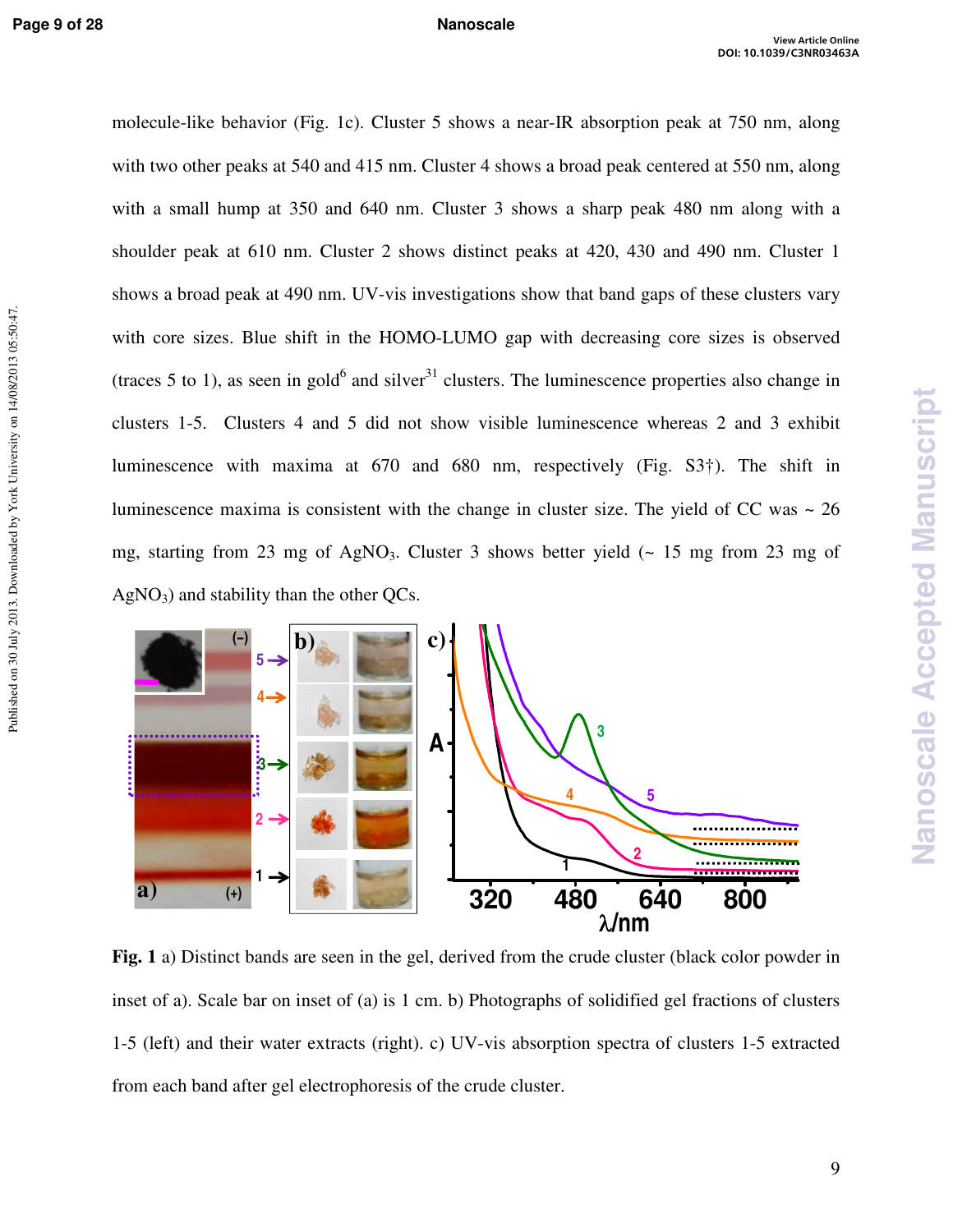molecule-like behavior (Fig. 1c). Cluster 5 shows a near-IR absorption peak at 750 nm, along with two other peaks at 540 and 415 nm. Cluster 4 shows a broad peak centered at 550 nm, along with a small hump at 350 and 640 nm. Cluster 3 shows a sharp peak 480 nm along with a shoulder peak at 610 nm. Cluster 2 shows distinct peaks at 420, 430 and 490 nm. Cluster 1 shows a broad peak at 490 nm. UV-vis investigations show that band gaps of these clusters vary with core sizes. Blue shift in the HOMO-LUMO gap with decreasing core sizes is observed (traces 5 to 1), as seen in gold[6] and silver[31] clusters. The luminescence properties also change in clusters 1-5. Clusters 4 and 5 did not show visible luminescence whereas 2 and 3 exhibit luminescence with maxima at 670 and 680 nm, respectively (Fig. S3†). The shift in luminescence maxima is consistent with the change in cluster size. The yield of CC was ~ 26 mg, starting from 23 mg of $AgNO_3$. Cluster 3 shows better yield (~ 15 mg from 23 mg of $AgNO_3$) and stability than the other QCs.

**Fig. 1** a) Distinct bands are seen in the gel, derived from the crude cluster (black color powder in inset of a). Scale bar on inset of (a) is 1 cm. b) Photographs of solidified gel fractions of clusters 1-5 (left) and their water extracts (right). c) UV-vis absorption spectra of clusters 1-5 extracted from each band after gel electrophoresis of the crude cluster.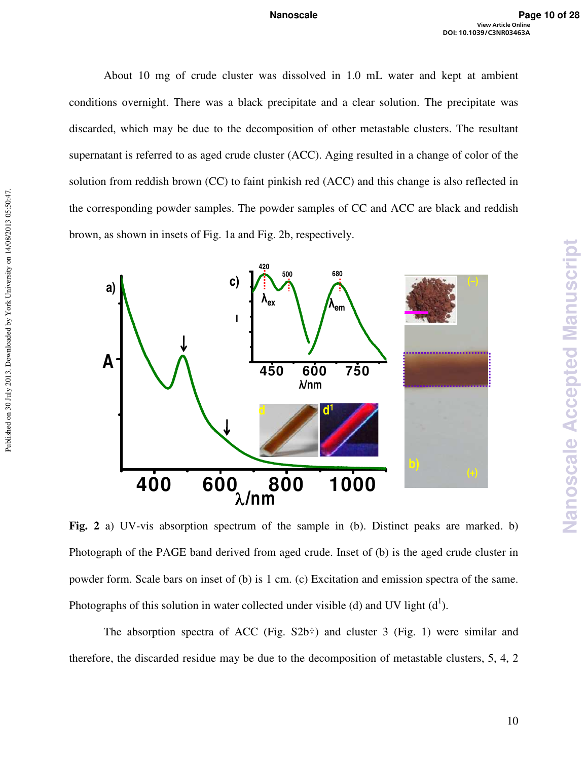About 10 mg of crude cluster was dissolved in 1.0 mL water and kept at ambient conditions overnight. There was a black precipitate and a clear solution. The precipitate was discarded, which may be due to the decomposition of other metastable clusters. The resultant supernatant is referred to as aged crude cluster (ACC). Aging resulted in a change of color of the solution from reddish brown (CC) to faint pinkish red (ACC) and this change is also reflected in the corresponding powder samples. The powder samples of CC and ACC are black and reddish brown, as shown in insets of Fig. 1a and Fig. 2b, respectively.

**Fig. 2** a) UV-vis absorption spectrum of the sample in (b). Distinct peaks are marked. b) Photograph of the PAGE band derived from aged crude. Inset of (b) is the aged crude cluster in powder form. Scale bars on inset of (b) is 1 cm. (c) Excitation and emission spectra of the same. Photographs of this solution in water collected under visible (d) and UV light ($d^1$).

The absorption spectra of ACC (Fig. S2b†) and cluster 3 (Fig. 1) were similar and therefore, the discarded residue may be due to the decomposition of metastable clusters, 5, 4, 2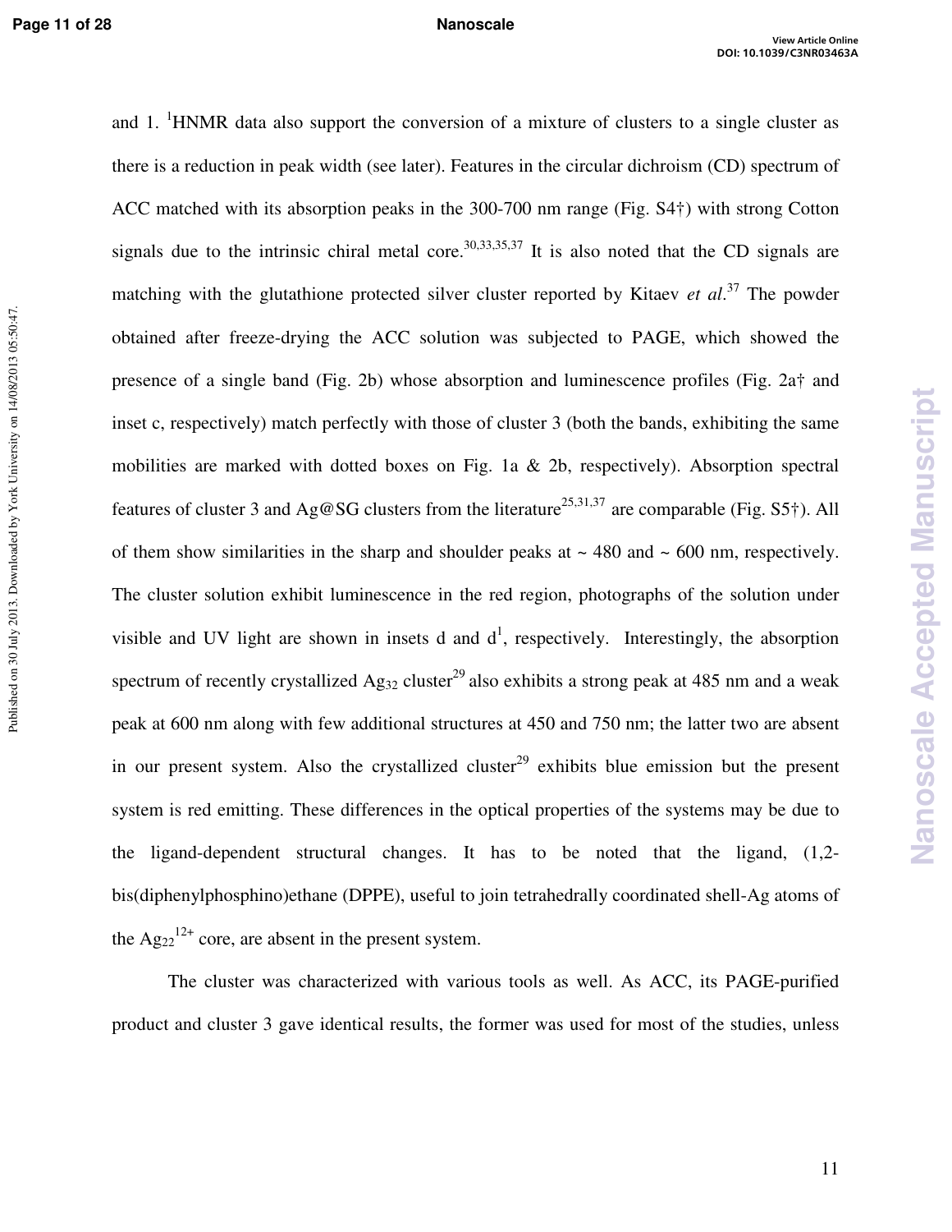and 1. $^1$HNMR data also support the conversion of a mixture of clusters to a single cluster as there is a reduction in peak width (see later). Features in the circular dichroism (CD) spectrum of ACC matched with its absorption peaks in the 300-700 nm range (Fig. S4†) with strong Cotton signals due to the intrinsic chiral metal core.[30,33,35,37] It is also noted that the CD signals are matching with the glutathione protected silver cluster reported by Kitaev *et al*.[37] The powder obtained after freeze-drying the ACC solution was subjected to PAGE, which showed the presence of a single band (Fig. 2b) whose absorption and luminescence profiles (Fig. 2a† and inset c, respectively) match perfectly with those of cluster 3 (both the bands, exhibiting the same mobilities are marked with dotted boxes on Fig. 1a & 2b, respectively). Absorption spectral features of cluster 3 and Ag@SG clusters from the literature[25,31,37] are comparable (Fig. S5†). All of them show similarities in the sharp and shoulder peaks at ~ 480 and ~ 600 nm, respectively. The cluster solution exhibit luminescence in the red region, photographs of the solution under visible and UV light are shown in insets d and d$^1$, respectively. Interestingly, the absorption spectrum of recently crystallized $Ag_{32}$ cluster[29] also exhibits a strong peak at 485 nm and a weak peak at 600 nm along with few additional structures at 450 and 750 nm; the latter two are absent in our present system. Also the crystallized cluster[29] exhibits blue emission but the present system is red emitting. These differences in the optical properties of the systems may be due to the ligand-dependent structural changes. It has to be noted that the ligand, (1,2-bis(diphenylphosphino)ethane (DPPE), useful to join tetrahedrally coordinated shell-Ag atoms of the $Ag_{22}^{12+}$ core, are absent in the present system.

The cluster was characterized with various tools as well. As ACC, its PAGE-purified product and cluster 3 gave identical results, the former was used for most of the studies, unless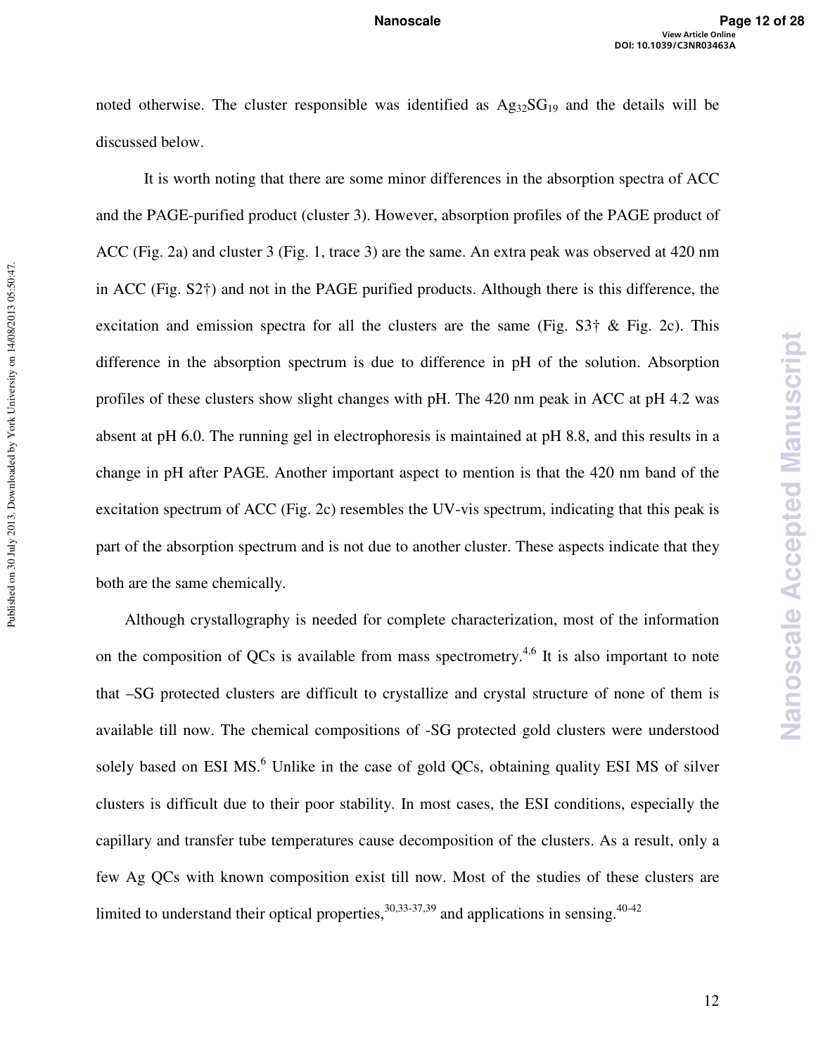noted otherwise. The cluster responsible was identified as $Ag_{32}SG_{19}$ and the details will be discussed below.

It is worth noting that there are some minor differences in the absorption spectra of ACC and the PAGE-purified product (cluster 3). However, absorption profiles of the PAGE product of ACC (Fig. 2a) and cluster 3 (Fig. 1, trace 3) are the same. An extra peak was observed at 420 nm in ACC (Fig. S2†) and not in the PAGE purified products. Although there is this difference, the excitation and emission spectra for all the clusters are the same (Fig. S3† & Fig. 2c). This difference in the absorption spectrum is due to difference in pH of the solution. Absorption profiles of these clusters show slight changes with pH. The 420 nm peak in ACC at pH 4.2 was absent at pH 6.0. The running gel in electrophoresis is maintained at pH 8.8, and this results in a change in pH after PAGE. Another important aspect to mention is that the 420 nm band of the excitation spectrum of ACC (Fig. 2c) resembles the UV-vis spectrum, indicating that this peak is part of the absorption spectrum and is not due to another cluster. These aspects indicate that they both are the same chemically.

Although crystallography is needed for complete characterization, most of the information on the composition of QCs is available from mass spectrometry.[4,6] It is also important to note that –SG protected clusters are difficult to crystallize and crystal structure of none of them is available till now. The chemical compositions of -SG protected gold clusters were understood solely based on ESI MS.[6] Unlike in the case of gold QCs, obtaining quality ESI MS of silver clusters is difficult due to their poor stability. In most cases, the ESI conditions, especially the capillary and transfer tube temperatures cause decomposition of the clusters. As a result, only a few Ag QCs with known composition exist till now. Most of the studies of these clusters are limited to understand their optical properties,[30,33-37,39] and applications in sensing.[40-42]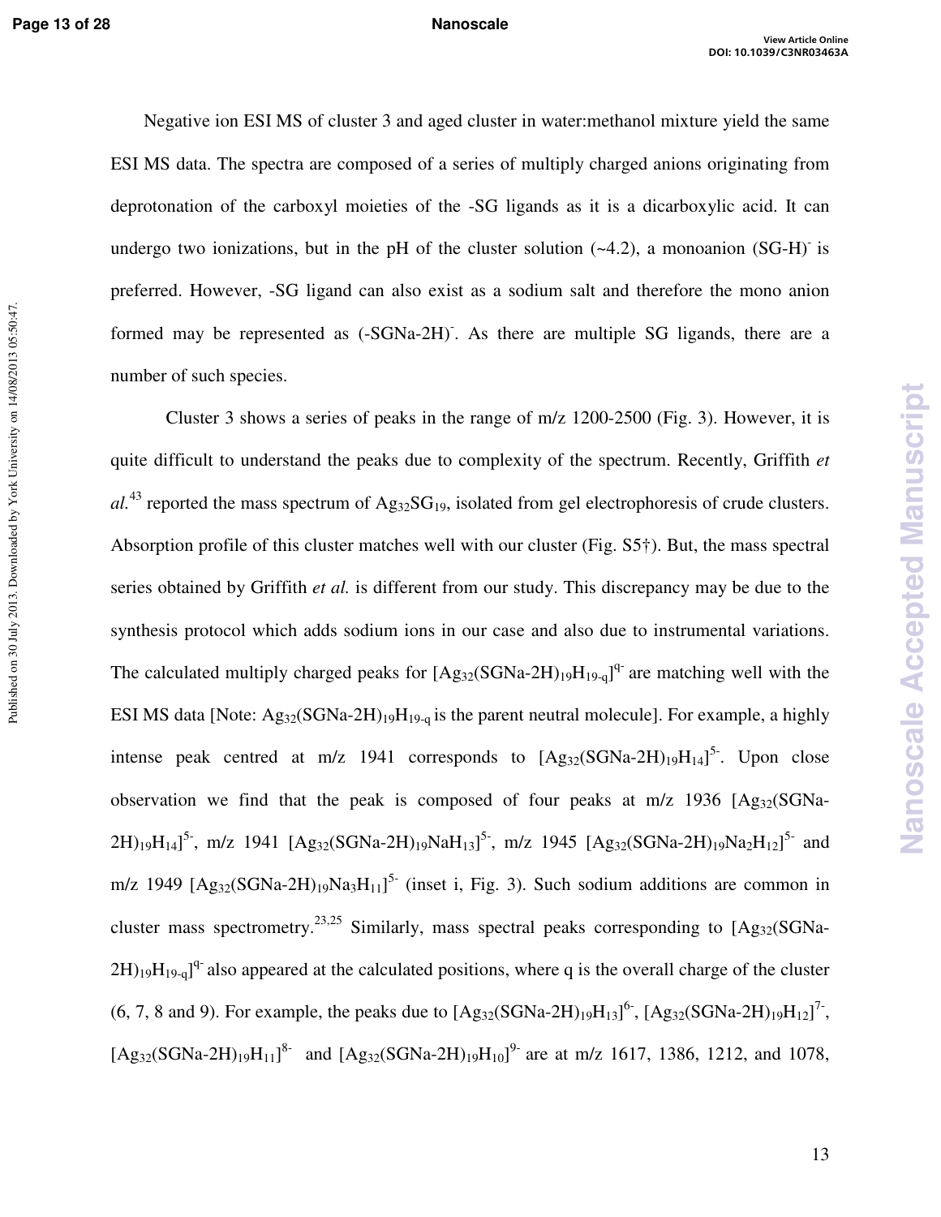Negative ion ESI MS of cluster 3 and aged cluster in water:methanol mixture yield the same ESI MS data. The spectra are composed of a series of multiply charged anions originating from deprotonation of the carboxyl moieties of the -SG ligands as it is a dicarboxylic acid. It can undergo two ionizations, but in the pH of the cluster solution (~4.2), a monoanion $(SG\text{-}H)^-$ is preferred. However, -SG ligand can also exist as a sodium salt and therefore the mono anion formed may be represented as $(\text{-}SGNa\text{-}2H)^-$. As there are multiple SG ligands, there are a number of such species.

Cluster 3 shows a series of peaks in the range of m/z 1200-2500 (Fig. 3). However, it is quite difficult to understand the peaks due to complexity of the spectrum. Recently, Griffith *et al.*[43] reported the mass spectrum of $Ag_{32}SG_{19}$, isolated from gel electrophoresis of crude clusters. Absorption profile of this cluster matches well with our cluster (Fig. S5†). But, the mass spectral series obtained by Griffith *et al.* is different from our study. This discrepancy may be due to the synthesis protocol which adds sodium ions in our case and also due to instrumental variations. The calculated multiply charged peaks for $[Ag_{32}(SGNa\text{-}2H)_{19}H_{19\text{-}q}]^{q-}$ are matching well with the ESI MS data [Note: $Ag_{32}(SGNa\text{-}2H)_{19}H_{19\text{-}q}$ is the parent neutral molecule]. For example, a highly intense peak centred at m/z 1941 corresponds to $[Ag_{32}(SGNa\text{-}2H)_{19}H_{14}]^{5-}$. Upon close observation we find that the peak is composed of four peaks at m/z 1936 $[Ag_{32}(SGNa\text{-}2H)_{19}H_{14}]^{5-}$, m/z 1941 $[Ag_{32}(SGNa\text{-}2H)_{19}NaH_{13}]^{5-}$, m/z 1945 $[Ag_{32}(SGNa\text{-}2H)_{19}Na_2H_{12}]^{5-}$ and m/z 1949 $[Ag_{32}(SGNa\text{-}2H)_{19}Na_3H_{11}]^{5-}$ (inset i, Fig. 3). Such sodium additions are common in cluster mass spectrometry.[23,25] Similarly, mass spectral peaks corresponding to $[Ag_{32}(SGNa\text{-}2H)_{19}H_{19\text{-}q}]^{q-}$ also appeared at the calculated positions, where q is the overall charge of the cluster (6, 7, 8 and 9). For example, the peaks due to $[Ag_{32}(SGNa\text{-}2H)_{19}H_{13}]^{6-}$, $[Ag_{32}(SGNa\text{-}2H)_{19}H_{12}]^{7-}$, $[Ag_{32}(SGNa\text{-}2H)_{19}H_{11}]^{8-}$ and $[Ag_{32}(SGNa\text{-}2H)_{19}H_{10}]^{9-}$ are at m/z 1617, 1386, 1212, and 1078,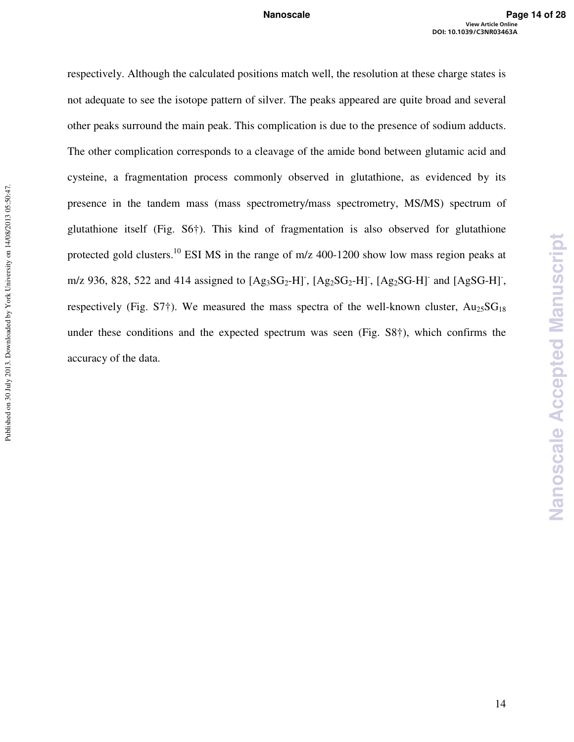respectively. Although the calculated positions match well, the resolution at these charge states is not adequate to see the isotope pattern of silver. The peaks appeared are quite broad and several other peaks surround the main peak. This complication is due to the presence of sodium adducts. The other complication corresponds to a cleavage of the amide bond between glutamic acid and cysteine, a fragmentation process commonly observed in glutathione, as evidenced by its presence in the tandem mass (mass spectrometry/mass spectrometry, MS/MS) spectrum of glutathione itself (Fig. S6†). This kind of fragmentation is also observed for glutathione protected gold clusters.[10] ESI MS in the range of m/z 400-1200 show low mass region peaks at m/z 936, 828, 522 and 414 assigned to $[Ag_3SG_2\text{-}H]^-$, $[Ag_2SG_2\text{-}H]^-$, $[Ag_2SG\text{-}H]^-$ and $[AgSG\text{-}H]^-$, respectively (Fig. S7†). We measured the mass spectra of the well-known cluster, $Au_{25}SG_{18}$ under these conditions and the expected spectrum was seen (Fig. S8†), which confirms the accuracy of the data.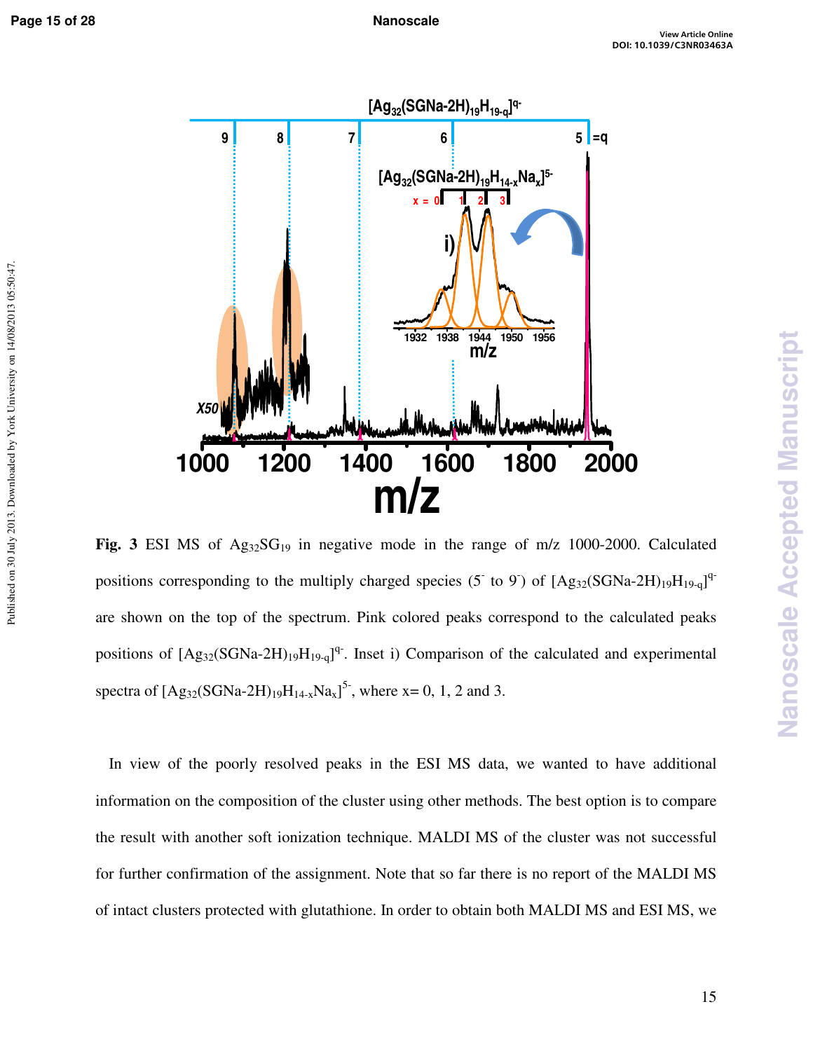**Fig. 3** ESI MS of $Ag_{32}SG_{19}$ in negative mode in the range of m/z 1000-2000. Calculated positions corresponding to the multiply charged species ($5^-$ to $9^-$) of $[Ag_{32}(SGNa\text{-}2H)_{19}H_{19\text{-}q}]^{q-}$ are shown on the top of the spectrum. Pink colored peaks correspond to the calculated peaks positions of $[Ag_{32}(SGNa\text{-}2H)_{19}H_{19\text{-}q}]^{q-}$. Inset i) Comparison of the calculated and experimental spectra of $[Ag_{32}(SGNa\text{-}2H)_{19}H_{14\text{-}x}Na_x]^{5-}$, where x= 0, 1, 2 and 3.

In view of the poorly resolved peaks in the ESI MS data, we wanted to have additional information on the composition of the cluster using other methods. The best option is to compare the result with another soft ionization technique. MALDI MS of the cluster was not successful for further confirmation of the assignment. Note that so far there is no report of the MALDI MS of intact clusters protected with glutathione. In order to obtain both MALDI MS and ESI MS, we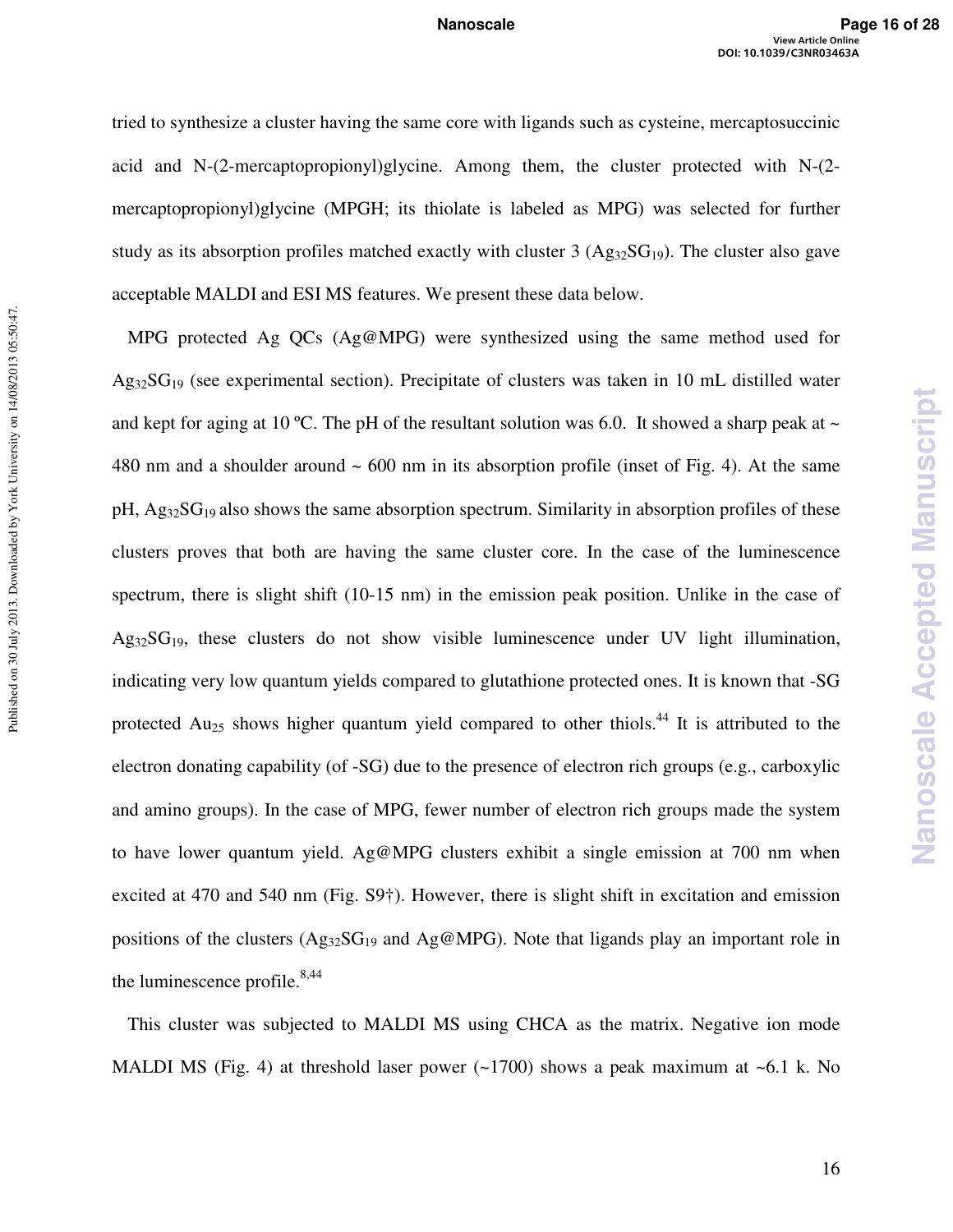tried to synthesize a cluster having the same core with ligands such as cysteine, mercaptosuccinic acid and N-(2-mercaptopropionyl)glycine. Among them, the cluster protected with N-(2-mercaptopropionyl)glycine (MPGH; its thiolate is labeled as MPG) was selected for further study as its absorption profiles matched exactly with cluster 3 ($Ag_{32}SG_{19}$). The cluster also gave acceptable MALDI and ESI MS features. We present these data below.

MPG protected Ag QCs (Ag@MPG) were synthesized using the same method used for $Ag_{32}SG_{19}$ (see experimental section). Precipitate of clusters was taken in 10 mL distilled water and kept for aging at 10 ºC. The pH of the resultant solution was 6.0. It showed a sharp peak at ~ 480 nm and a shoulder around ~ 600 nm in its absorption profile (inset of Fig. 4). At the same pH, $Ag_{32}SG_{19}$ also shows the same absorption spectrum. Similarity in absorption profiles of these clusters proves that both are having the same cluster core. In the case of the luminescence spectrum, there is slight shift (10-15 nm) in the emission peak position. Unlike in the case of $Ag_{32}SG_{19}$, these clusters do not show visible luminescence under UV light illumination, indicating very low quantum yields compared to glutathione protected ones. It is known that -SG protected $Au_{25}$ shows higher quantum yield compared to other thiols.[44] It is attributed to the electron donating capability (of -SG) due to the presence of electron rich groups (e.g., carboxylic and amino groups). In the case of MPG, fewer number of electron rich groups made the system to have lower quantum yield. Ag@MPG clusters exhibit a single emission at 700 nm when excited at 470 and 540 nm (Fig. S9†). However, there is slight shift in excitation and emission positions of the clusters ($Ag_{32}SG_{19}$ and Ag@MPG). Note that ligands play an important role in the luminescence profile.[8,44]

This cluster was subjected to MALDI MS using CHCA as the matrix. Negative ion mode MALDI MS (Fig. 4) at threshold laser power (~1700) shows a peak maximum at ~6.1 k. No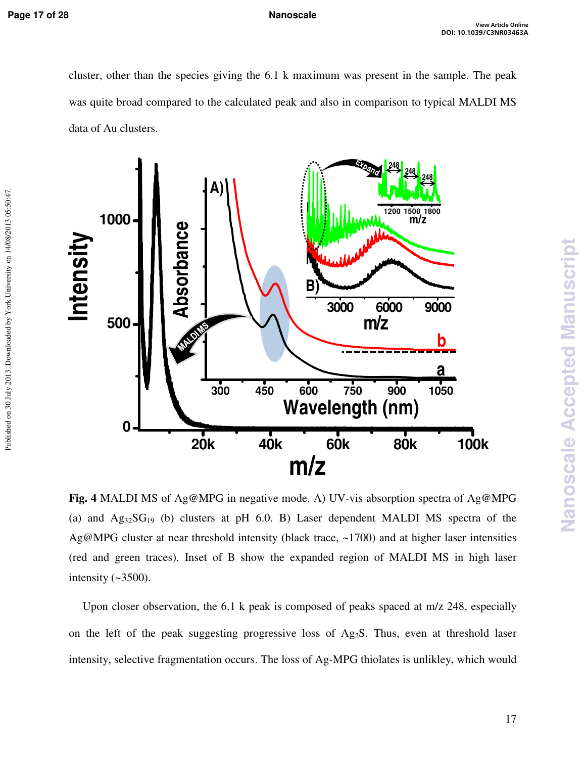cluster, other than the species giving the 6.1 k maximum was present in the sample. The peak was quite broad compared to the calculated peak and also in comparison to typical MALDI MS data of Au clusters.

**Fig. 4** MALDI MS of Ag@MPG in negative mode. A) UV-vis absorption spectra of Ag@MPG (a) and $Ag_{32}SG_{19}$ (b) clusters at pH 6.0. B) Laser dependent MALDI MS spectra of the Ag@MPG cluster at near threshold intensity (black trace, ~1700) and at higher laser intensities (red and green traces). Inset of B show the expanded region of MALDI MS in high laser intensity (~3500).

Upon closer observation, the 6.1 k peak is composed of peaks spaced at m/z 248, especially on the left of the peak suggesting progressive loss of $Ag_2S$. Thus, even at threshold laser intensity, selective fragmentation occurs. The loss of Ag-MPG thiolates is unlikley, which would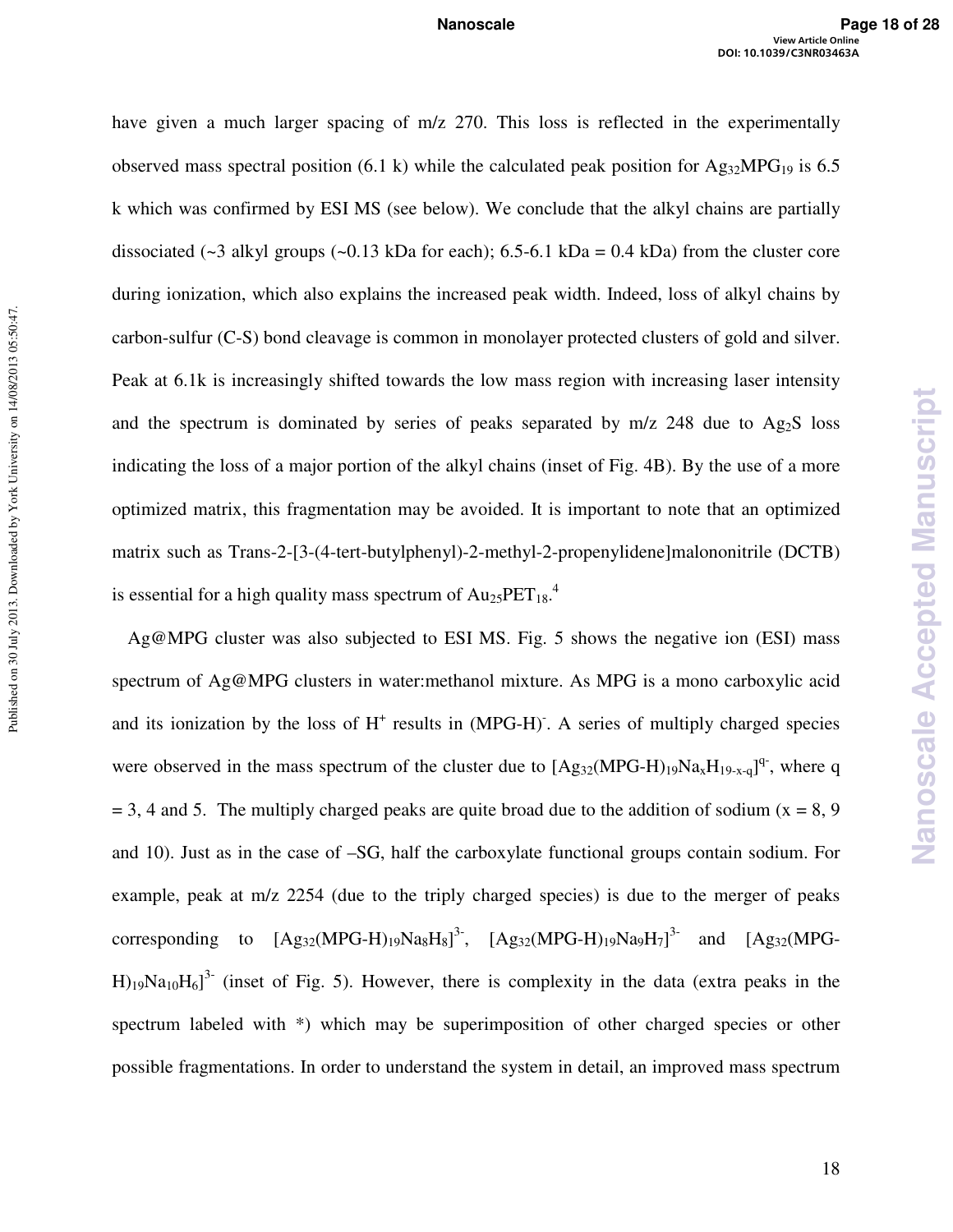have given a much larger spacing of m/z 270. This loss is reflected in the experimentally observed mass spectral position (6.1 k) while the calculated peak position for $Ag_{32}MPG_{19}$ is 6.5 k which was confirmed by ESI MS (see below). We conclude that the alkyl chains are partially dissociated (~3 alkyl groups (~0.13 kDa for each); 6.5-6.1 kDa = 0.4 kDa) from the cluster core during ionization, which also explains the increased peak width. Indeed, loss of alkyl chains by carbon-sulfur (C-S) bond cleavage is common in monolayer protected clusters of gold and silver. Peak at 6.1k is increasingly shifted towards the low mass region with increasing laser intensity and the spectrum is dominated by series of peaks separated by m/z 248 due to $Ag_2S$ loss indicating the loss of a major portion of the alkyl chains (inset of Fig. 4B). By the use of a more optimized matrix, this fragmentation may be avoided. It is important to note that an optimized matrix such as Trans-2-[3-(4-tert-butylphenyl)-2-methyl-2-propenylidene]malononitrile (DCTB) is essential for a high quality mass spectrum of $Au_{25}PET_{18}$.[4]

Ag@MPG cluster was also subjected to ESI MS. Fig. 5 shows the negative ion (ESI) mass spectrum of Ag@MPG clusters in water:methanol mixture. As MPG is a mono carboxylic acid and its ionization by the loss of $H^+$ results in $(MPG\text{-}H)^-$. A series of multiply charged species were observed in the mass spectrum of the cluster due to $[Ag_{32}(MPG\text{-}H)_{19}Na_xH_{19-x-q}]^{q-}$, where q = 3, 4 and 5. The multiply charged peaks are quite broad due to the addition of sodium (x = 8, 9 and 10). Just as in the case of –SG, half the carboxylate functional groups contain sodium. For example, peak at m/z 2254 (due to the triply charged species) is due to the merger of peaks corresponding to $[Ag_{32}(MPG\text{-}H)_{19}Na_8H_8]^{3-}$, $[Ag_{32}(MPG\text{-}H)_{19}Na_9H_7]^{3-}$ and $[Ag_{32}(MPG\text{-}H)_{19}Na_{10}H_6]^{3-}$ (inset of Fig. 5). However, there is complexity in the data (extra peaks in the spectrum labeled with *) which may be superimposition of other charged species or other possible fragmentations. In order to understand the system in detail, an improved mass spectrum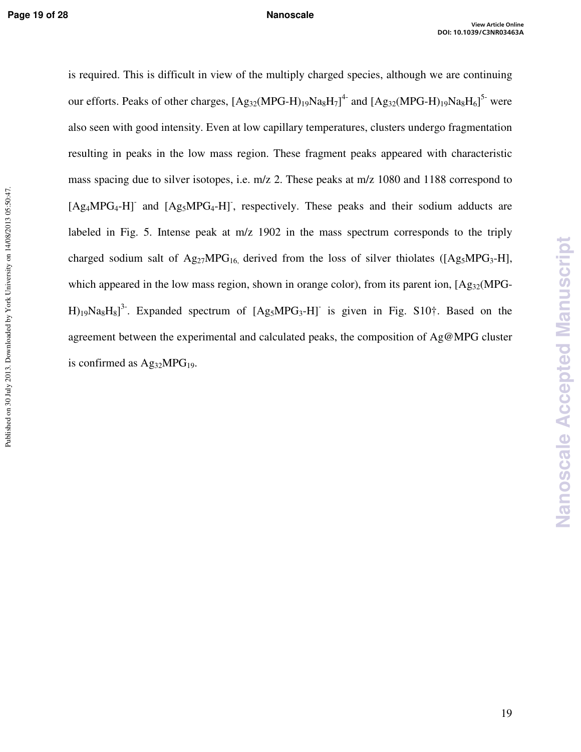is required. This is difficult in view of the multiply charged species, although we are continuing our efforts. Peaks of other charges, $[Ag_{32}(MPG\text{-}H)_{19}Na_8H_7]^{4-}$ and $[Ag_{32}(MPG\text{-}H)_{19}Na_8H_6]^{5-}$ were also seen with good intensity. Even at low capillary temperatures, clusters undergo fragmentation resulting in peaks in the low mass region. These fragment peaks appeared with characteristic mass spacing due to silver isotopes, i.e. m/z 2. These peaks at m/z 1080 and 1188 correspond to $[Ag_4MPG_4\text{-}H]^-$ and $[Ag_5MPG_4\text{-}H]^-$, respectively. These peaks and their sodium adducts are labeled in Fig. 5. Intense peak at m/z 1902 in the mass spectrum corresponds to the triply charged sodium salt of $Ag_{27}MPG_{16,}$ derived from the loss of silver thiolates ($[Ag_5MPG_3\text{-}H]$, which appeared in the low mass region, shown in orange color), from its parent ion, $[Ag_{32}(MPG\text{-}H)_{19}Na_8H_8]^{3-}$. Expanded spectrum of $[Ag_5MPG_3\text{-}H]^-$ is given in Fig. S10†. Based on the agreement between the experimental and calculated peaks, the composition of Ag@MPG cluster is confirmed as $Ag_{32}MPG_{19}$.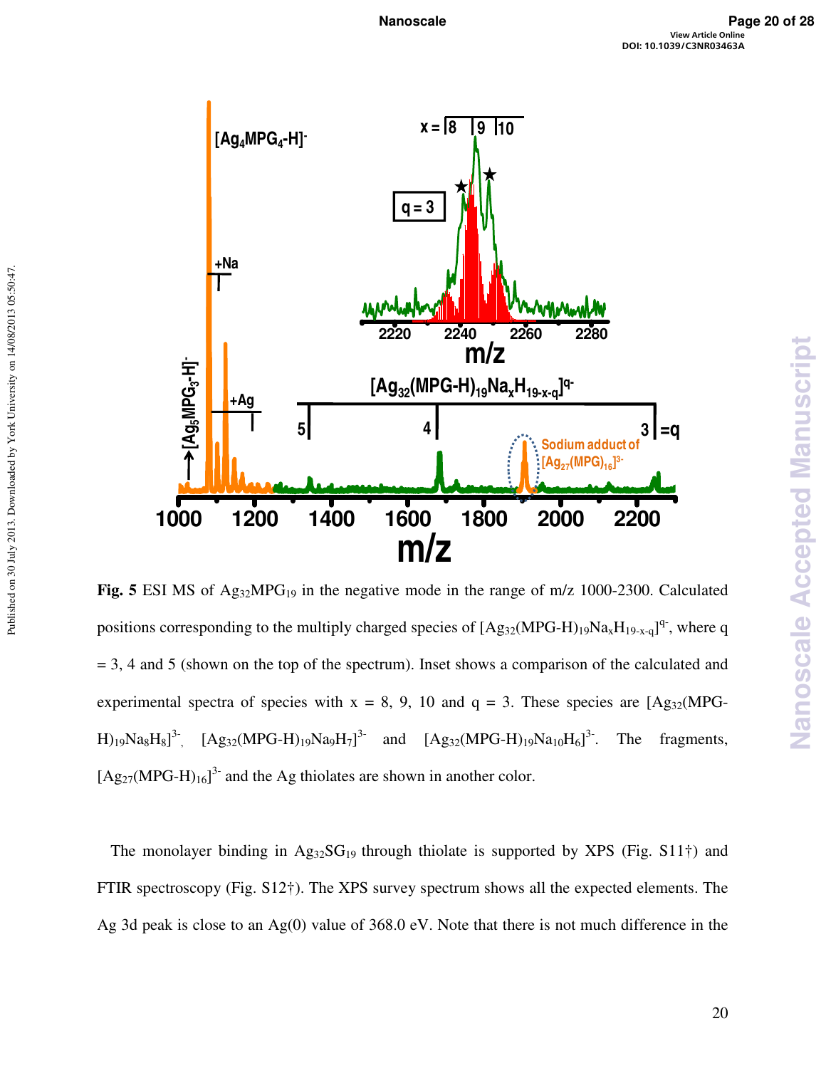**Fig. 5** ESI MS of $Ag_{32}MPG_{19}$ in the negative mode in the range of m/z 1000-2300. Calculated positions corresponding to the multiply charged species of $[Ag_{32}(MPG\text{-}H)_{19}Na_xH_{19-x-q}]^{q-}$, where q = 3, 4 and 5 (shown on the top of the spectrum). Inset shows a comparison of the calculated and experimental spectra of species with x = 8, 9, 10 and q = 3. These species are $[Ag_{32}(MPG\text{-}H)_{19}Na_8H_8]^{3-}$, $[Ag_{32}(MPG\text{-}H)_{19}Na_9H_7]^{3-}$ and $[Ag_{32}(MPG\text{-}H)_{19}Na_{10}H_6]^{3-}$. The fragments, $[Ag_{27}(MPG\text{-}H)_{16}]^{3-}$ and the Ag thiolates are shown in another color.

The monolayer binding in $Ag_{32}SG_{19}$ through thiolate is supported by XPS (Fig. S11†) and FTIR spectroscopy (Fig. S12†). The XPS survey spectrum shows all the expected elements. The Ag 3d peak is close to an Ag(0) value of 368.0 eV. Note that there is not much difference in the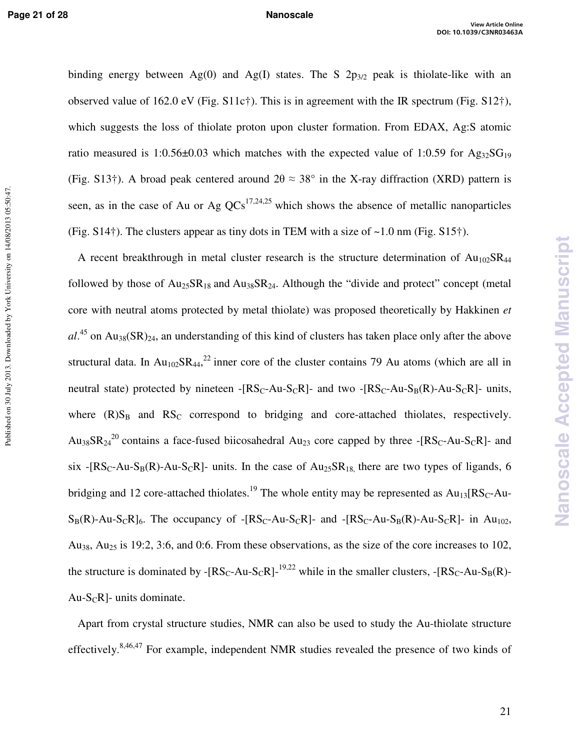binding energy between Ag(0) and Ag(I) states. The S $2p_{3/2}$ peak is thiolate-like with an observed value of 162.0 eV (Fig. S11c†). This is in agreement with the IR spectrum (Fig. S12†), which suggests the loss of thiolate proton upon cluster formation. From EDAX, Ag:S atomic ratio measured is 1:0.56±0.03 which matches with the expected value of 1:0.59 for $Ag_{32}SG_{19}$ (Fig. S13†). A broad peak centered around $2\theta \approx 38°$ in the X-ray diffraction (XRD) pattern is seen, as in the case of Au or Ag QCs[17,24,25] which shows the absence of metallic nanoparticles (Fig. S14†). The clusters appear as tiny dots in TEM with a size of ~1.0 nm (Fig. S15†).

A recent breakthrough in metal cluster research is the structure determination of $Au_{102}SR_{44}$ followed by those of $Au_{25}SR_{18}$ and $Au_{38}SR_{24}$. Although the "divide and protect" concept (metal core with neutral atoms protected by metal thiolate) was proposed theoretically by Hakkinen *et al*.[45] on $Au_{38}(SR)_{24}$, an understanding of this kind of clusters has taken place only after the above structural data. In $Au_{102}SR_{44}$,[22] inner core of the cluster contains 79 Au atoms (which are all in neutral state) protected by nineteen -[$RS_C$-Au-$S_CR$]- and two -[$RS_C$-Au-$S_B$(R)-Au-$S_CR$]- units, where (R)$S_B$ and $RS_C$ correspond to bridging and core-attached thiolates, respectively. $Au_{38}SR_{24}$[20] contains a face-fused biicosahedral $Au_{23}$ core capped by three -[$RS_C$-Au-$S_CR$]- and six -[$RS_C$-Au-$S_B$(R)-Au-$S_CR$]- units. In the case of $Au_{25}SR_{18,}$ there are two types of ligands, 6 bridging and 12 core-attached thiolates.[19] The whole entity may be represented as $Au_{13}$[$RS_C$-Au-$S_B$(R)-Au-$S_CR$]$_6$. The occupancy of -[$RS_C$-Au-$S_CR$]- and -[$RS_C$-Au-$S_B$(R)-Au-$S_CR$]- in $Au_{102}$, $Au_{38}$, $Au_{25}$ is 19:2, 3:6, and 0:6. From these observations, as the size of the core increases to 102, the structure is dominated by -[$RS_C$-Au-$S_CR$]-[19,22] while in the smaller clusters, -[$RS_C$-Au-$S_B$(R)-Au-$S_CR$]- units dominate.

Apart from crystal structure studies, NMR can also be used to study the Au-thiolate structure effectively.[8,46,47] For example, independent NMR studies revealed the presence of two kinds of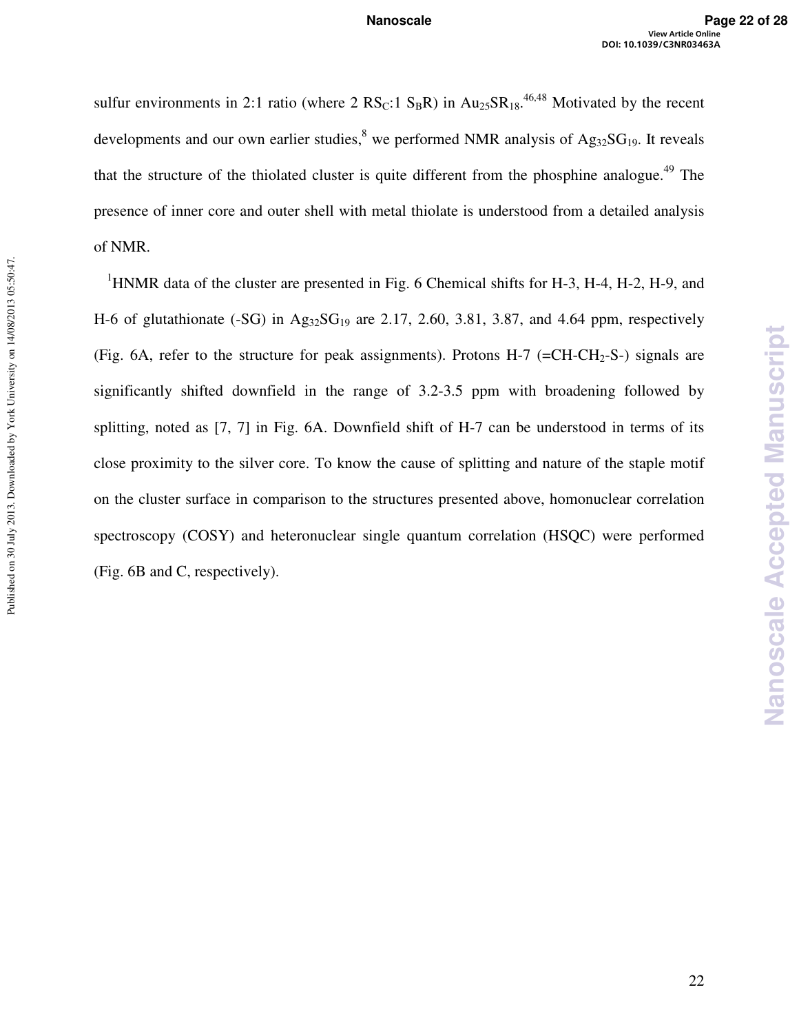sulfur environments in 2:1 ratio (where 2 $RS_C$:1 $S_BR$) in $Au_{25}SR_{18}$.[46,48] Motivated by the recent developments and our own earlier studies,[8] we performed NMR analysis of $Ag_{32}SG_{19}$. It reveals that the structure of the thiolated cluster is quite different from the phosphine analogue.[49] The presence of inner core and outer shell with metal thiolate is understood from a detailed analysis of NMR.

$^1$HNMR data of the cluster are presented in Fig. 6 Chemical shifts for H-3, H-4, H-2, H-9, and H-6 of glutathionate (-SG) in $Ag_{32}SG_{19}$ are 2.17, 2.60, 3.81, 3.87, and 4.64 ppm, respectively (Fig. 6A, refer to the structure for peak assignments). Protons H-7 (=CH-$CH_2$-S-) signals are significantly shifted downfield in the range of 3.2-3.5 ppm with broadening followed by splitting, noted as [7, 7] in Fig. 6A. Downfield shift of H-7 can be understood in terms of its close proximity to the silver core. To know the cause of splitting and nature of the staple motif on the cluster surface in comparison to the structures presented above, homonuclear correlation spectroscopy (COSY) and heteronuclear single quantum correlation (HSQC) were performed (Fig. 6B and C, respectively).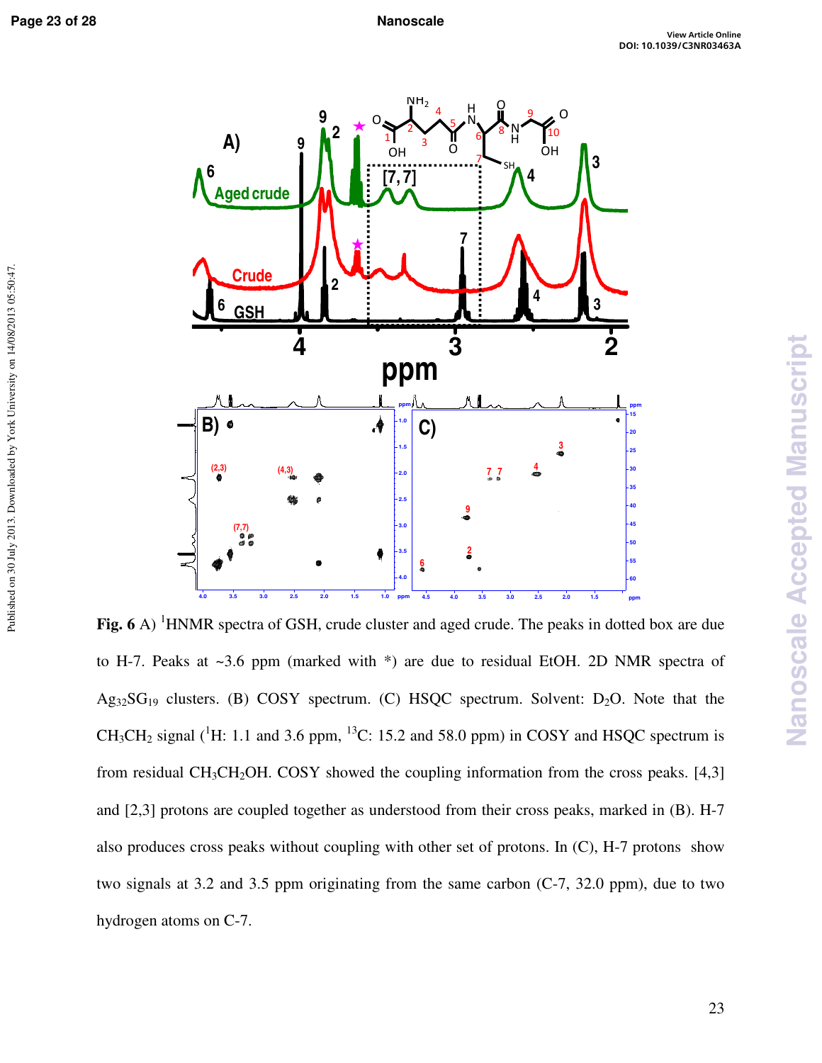**Fig. 6** A) $^{1}$HNMR spectra of GSH, crude cluster and aged crude. The peaks in dotted box are due to H-7. Peaks at ~3.6 ppm (marked with *) are due to residual EtOH. 2D NMR spectra of $Ag_{32}SG_{19}$ clusters. (B) COSY spectrum. (C) HSQC spectrum. Solvent: $D_2O$. Note that the $CH_3CH_2$ signal ($^{1}$H: 1.1 and 3.6 ppm, $^{13}$C: 15.2 and 58.0 ppm) in COSY and HSQC spectrum is from residual $CH_3CH_2OH$. COSY showed the coupling information from the cross peaks. [4,3] and [2,3] protons are coupled together as understood from their cross peaks, marked in (B). H-7 also produces cross peaks without coupling with other set of protons. In (C), H-7 protons show two signals at 3.2 and 3.5 ppm originating from the same carbon (C-7, 32.0 ppm), due to two hydrogen atoms on C-7.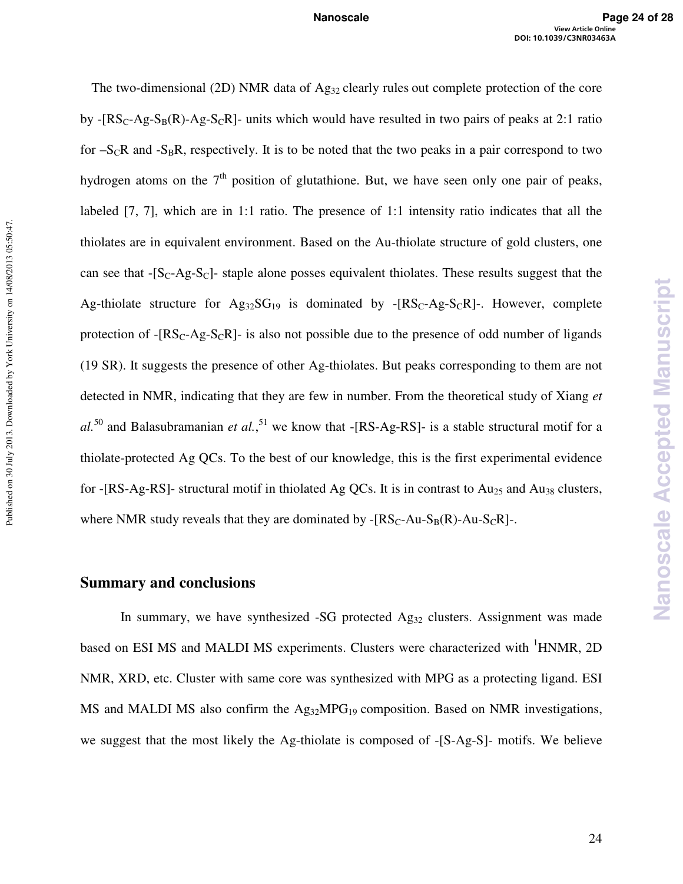The two-dimensional (2D) NMR data of $Ag_{32}$ clearly rules out complete protection of the core by -[$RS_C$-Ag-$S_B$(R)-Ag-$S_C$R]- units which would have resulted in two pairs of peaks at 2:1 ratio for –$S_C$R and -$S_B$R, respectively. It is to be noted that the two peaks in a pair correspond to two hydrogen atoms on the 7$^{th}$ position of glutathione. But, we have seen only one pair of peaks, labeled [7, 7], which are in 1:1 ratio. The presence of 1:1 intensity ratio indicates that all the thiolates are in equivalent environment. Based on the Au-thiolate structure of gold clusters, one can see that -[$S_C$-Ag-$S_C$]- staple alone posses equivalent thiolates. These results suggest that the Ag-thiolate structure for $Ag_{32}SG_{19}$ is dominated by -[$RS_C$-Ag-$S_C$R]-. However, complete protection of -[$RS_C$-Ag-$S_C$R]- is also not possible due to the presence of odd number of ligands (19 SR). It suggests the presence of other Ag-thiolates. But peaks corresponding to them are not detected in NMR, indicating that they are few in number. From the theoretical study of Xiang *et al.*[50] and Balasubramanian *et al.*,[51] we know that -[RS-Ag-RS]- is a stable structural motif for a thiolate-protected Ag QCs. To the best of our knowledge, this is the first experimental evidence for -[RS-Ag-RS]- structural motif in thiolated Ag QCs. It is in contrast to $Au_{25}$ and $Au_{38}$ clusters, where NMR study reveals that they are dominated by -[$RS_C$-Au-$S_B$(R)-Au-$S_C$R]-.

## Summary and conclusions

In summary, we have synthesized -SG protected $Ag_{32}$ clusters. Assignment was made based on ESI MS and MALDI MS experiments. Clusters were characterized with $^1$HNMR, 2D NMR, XRD, etc. Cluster with same core was synthesized with MPG as a protecting ligand. ESI MS and MALDI MS also confirm the $Ag_{32}MPG_{19}$ composition. Based on NMR investigations, we suggest that the most likely the Ag-thiolate is composed of -[S-Ag-S]- motifs. We believe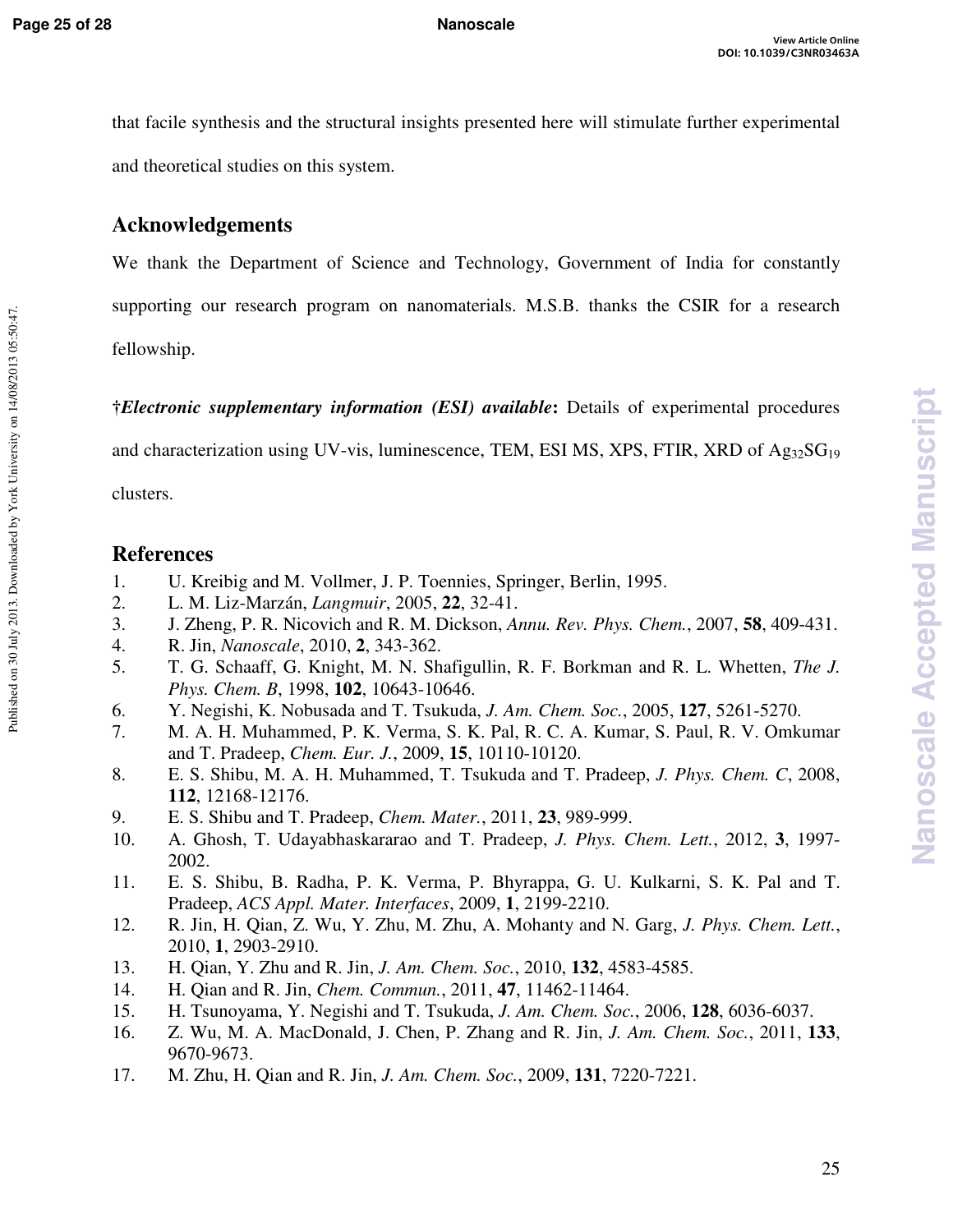that facile synthesis and the structural insights presented here will stimulate further experimental and theoretical studies on this system.

## Acknowledgements

We thank the Department of Science and Technology, Government of India for constantly supporting our research program on nanomaterials. M.S.B. thanks the CSIR for a research fellowship.

†***Electronic supplementary information (ESI) available*:** Details of experimental procedures and characterization using UV-vis, luminescence, TEM, ESI MS, XPS, FTIR, XRD of $Ag_{32}SG_{19}$ clusters.

## References

1. U. Kreibig and M. Vollmer, J. P. Toennies, Springer, Berlin, 1995.
2. L. M. Liz-Marzán, *Langmuir*, 2005, **22**, 32-41.
3. J. Zheng, P. R. Nicovich and R. M. Dickson, *Annu. Rev. Phys. Chem.*, 2007, **58**, 409-431.
4. R. Jin, *Nanoscale*, 2010, **2**, 343-362.
5. T. G. Schaaff, G. Knight, M. N. Shafigullin, R. F. Borkman and R. L. Whetten, *The J. Phys. Chem. B*, 1998, **102**, 10643-10646.
6. Y. Negishi, K. Nobusada and T. Tsukuda, *J. Am. Chem. Soc.*, 2005, **127**, 5261-5270.
7. M. A. H. Muhammed, P. K. Verma, S. K. Pal, R. C. A. Kumar, S. Paul, R. V. Omkumar and T. Pradeep, *Chem. Eur. J.*, 2009, **15**, 10110-10120.
8. E. S. Shibu, M. A. H. Muhammed, T. Tsukuda and T. Pradeep, *J. Phys. Chem. C*, 2008, **112**, 12168-12176.
9. E. S. Shibu and T. Pradeep, *Chem. Mater.*, 2011, **23**, 989-999.
10. A. Ghosh, T. Udayabhaskararao and T. Pradeep, *J. Phys. Chem. Lett.*, 2012, **3**, 1997-2002.
11. E. S. Shibu, B. Radha, P. K. Verma, P. Bhyrappa, G. U. Kulkarni, S. K. Pal and T. Pradeep, *ACS Appl. Mater. Interfaces*, 2009, **1**, 2199-2210.
12. R. Jin, H. Qian, Z. Wu, Y. Zhu, M. Zhu, A. Mohanty and N. Garg, *J. Phys. Chem. Lett.*, 2010, **1**, 2903-2910.
13. H. Qian, Y. Zhu and R. Jin, *J. Am. Chem. Soc.*, 2010, **132**, 4583-4585.
14. H. Qian and R. Jin, *Chem. Commun.*, 2011, **47**, 11462-11464.
15. H. Tsunoyama, Y. Negishi and T. Tsukuda, *J. Am. Chem. Soc.*, 2006, **128**, 6036-6037.
16. Z. Wu, M. A. MacDonald, J. Chen, P. Zhang and R. Jin, *J. Am. Chem. Soc.*, 2011, **133**, 9670-9673.
17. M. Zhu, H. Qian and R. Jin, *J. Am. Chem. Soc.*, 2009, **131**, 7220-7221.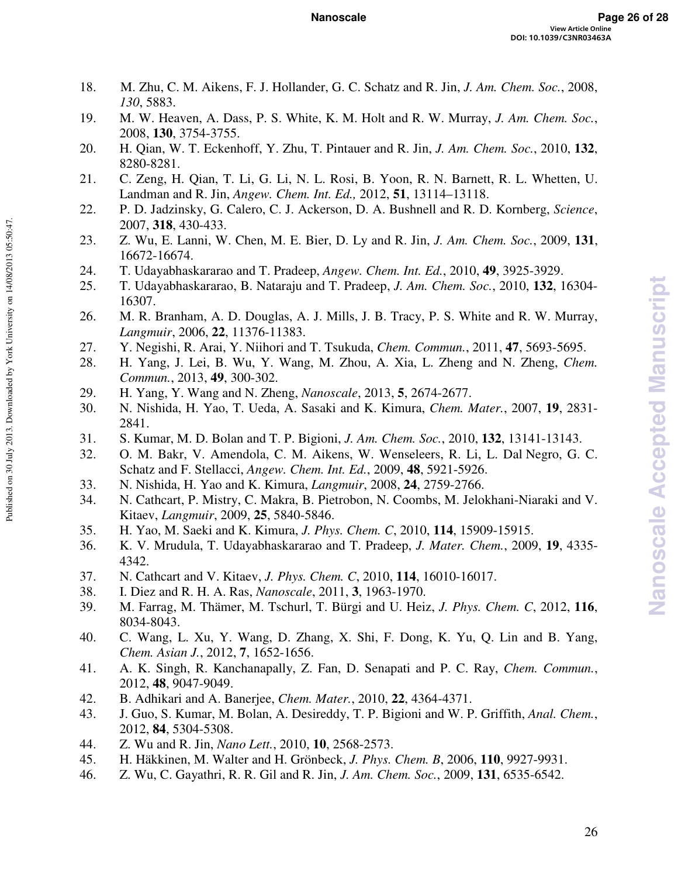18. M. Zhu, C. M. Aikens, F. J. Hollander, G. C. Schatz and R. Jin, *J. Am. Chem. Soc.*, 2008, *130*, 5883.
19. M. W. Heaven, A. Dass, P. S. White, K. M. Holt and R. W. Murray, *J. Am. Chem. Soc.*, 2008, **130**, 3754-3755.
20. H. Qian, W. T. Eckenhoff, Y. Zhu, T. Pintauer and R. Jin, *J. Am. Chem. Soc.*, 2010, **132**, 8280-8281.
21. C. Zeng, H. Qian, T. Li, G. Li, N. L. Rosi, B. Yoon, R. N. Barnett, R. L. Whetten, U. Landman and R. Jin, *Angew. Chem. Int. Ed.,* 2012, **51**, 13114–13118.
22. P. D. Jadzinsky, G. Calero, C. J. Ackerson, D. A. Bushnell and R. D. Kornberg, *Science*, 2007, **318**, 430-433.
23. Z. Wu, E. Lanni, W. Chen, M. E. Bier, D. Ly and R. Jin, *J. Am. Chem. Soc.*, 2009, **131**, 16672-16674.
24. T. Udayabhaskararao and T. Pradeep, *Angew. Chem. Int. Ed.*, 2010, **49**, 3925-3929.
25. T. Udayabhaskararao, B. Nataraju and T. Pradeep, *J. Am. Chem. Soc.*, 2010, **132**, 16304-16307.
26. M. R. Branham, A. D. Douglas, A. J. Mills, J. B. Tracy, P. S. White and R. W. Murray, *Langmuir*, 2006, **22**, 11376-11383.
27. Y. Negishi, R. Arai, Y. Niihori and T. Tsukuda, *Chem. Commun.*, 2011, **47**, 5693-5695.
28. H. Yang, J. Lei, B. Wu, Y. Wang, M. Zhou, A. Xia, L. Zheng and N. Zheng, *Chem. Commun.*, 2013, **49**, 300-302.
29. H. Yang, Y. Wang and N. Zheng, *Nanoscale*, 2013, **5**, 2674-2677.
30. N. Nishida, H. Yao, T. Ueda, A. Sasaki and K. Kimura, *Chem. Mater.*, 2007, **19**, 2831-2841.
31. S. Kumar, M. D. Bolan and T. P. Bigioni, *J. Am. Chem. Soc.*, 2010, **132**, 13141-13143.
32. O. M. Bakr, V. Amendola, C. M. Aikens, W. Wenseleers, R. Li, L. Dal Negro, G. C. Schatz and F. Stellacci, *Angew. Chem. Int. Ed.*, 2009, **48**, 5921-5926.
33. N. Nishida, H. Yao and K. Kimura, *Langmuir*, 2008, **24**, 2759-2766.
34. N. Cathcart, P. Mistry, C. Makra, B. Pietrobon, N. Coombs, M. Jelokhani-Niaraki and V. Kitaev, *Langmuir*, 2009, **25**, 5840-5846.
35. H. Yao, M. Saeki and K. Kimura, *J. Phys. Chem. C*, 2010, **114**, 15909-15915.
36. K. V. Mrudula, T. Udayabhaskararao and T. Pradeep, *J. Mater. Chem.*, 2009, **19**, 4335-4342.
37. N. Cathcart and V. Kitaev, *J. Phys. Chem. C*, 2010, **114**, 16010-16017.
38. I. Diez and R. H. A. Ras, *Nanoscale*, 2011, **3**, 1963-1970.
39. M. Farrag, M. Thämer, M. Tschurl, T. Bürgi and U. Heiz, *J. Phys. Chem. C*, 2012, **116**, 8034-8043.
40. C. Wang, L. Xu, Y. Wang, D. Zhang, X. Shi, F. Dong, K. Yu, Q. Lin and B. Yang, *Chem. Asian J.*, 2012, **7**, 1652-1656.
41. A. K. Singh, R. Kanchanapally, Z. Fan, D. Senapati and P. C. Ray, *Chem. Commun.*, 2012, **48**, 9047-9049.
42. B. Adhikari and A. Banerjee, *Chem. Mater.*, 2010, **22**, 4364-4371.
43. J. Guo, S. Kumar, M. Bolan, A. Desireddy, T. P. Bigioni and W. P. Griffith, *Anal. Chem.*, 2012, **84**, 5304-5308.
44. Z. Wu and R. Jin, *Nano Lett.*, 2010, **10**, 2568-2573.
45. H. Häkkinen, M. Walter and H. Grönbeck, *J. Phys. Chem. B*, 2006, **110**, 9927-9931.
46. Z. Wu, C. Gayathri, R. R. Gil and R. Jin, *J. Am. Chem. Soc.*, 2009, **131**, 6535-6542.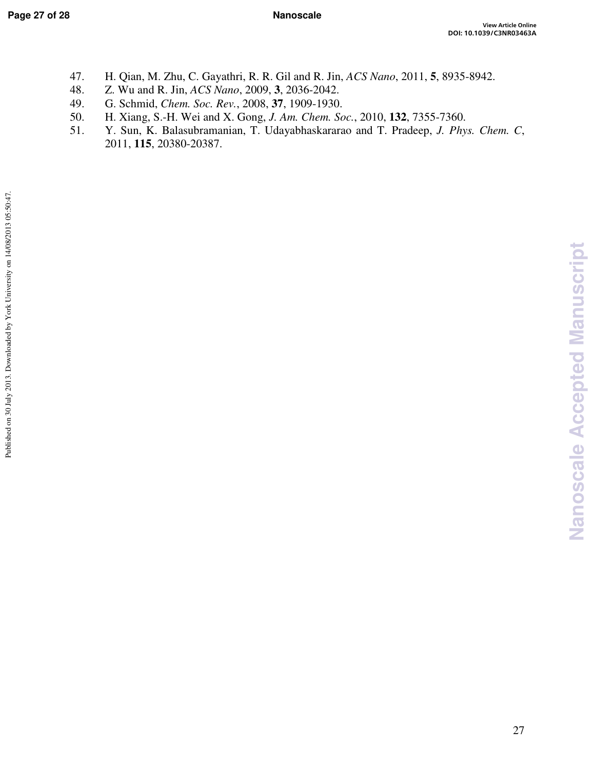47. H. Qian, M. Zhu, C. Gayathri, R. R. Gil and R. Jin, *ACS Nano*, 2011, **5**, 8935-8942.
48. Z. Wu and R. Jin, *ACS Nano*, 2009, **3**, 2036-2042.
49. G. Schmid, *Chem. Soc. Rev.*, 2008, **37**, 1909-1930.
50. H. Xiang, S.-H. Wei and X. Gong, *J. Am. Chem. Soc.*, 2010, **132**, 7355-7360.
51. Y. Sun, K. Balasubramanian, T. Udayabhaskararao and T. Pradeep, *J. Phys. Chem. C*, 2011, **115**, 20380-20387.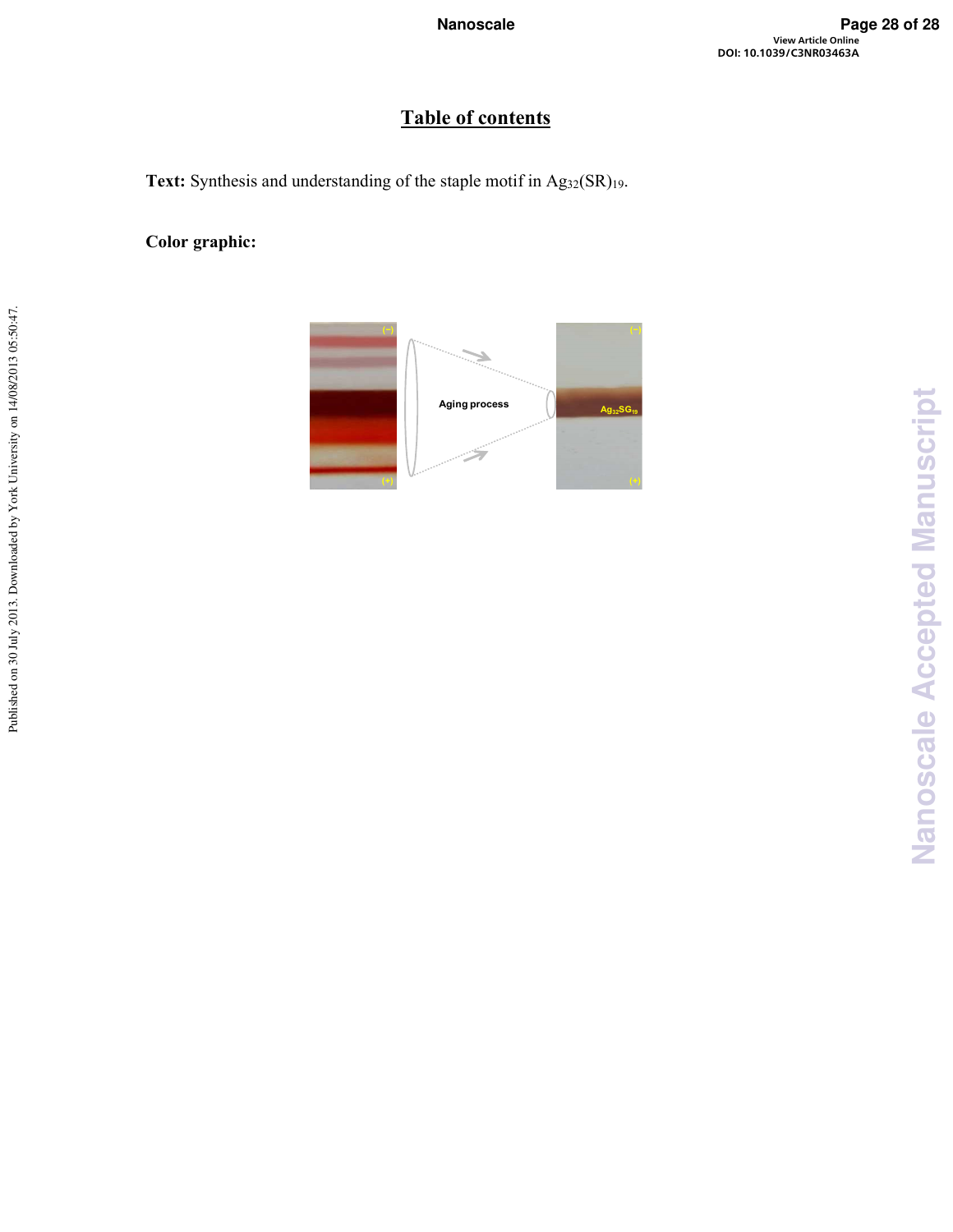# Table of contents

**Text:** Synthesis and understanding of the staple motif in $Ag_{32}(SR)_{19}$.

**Color graphic:**

(−)

Aging process

$Ag_{32}SG_{19}$

(+)